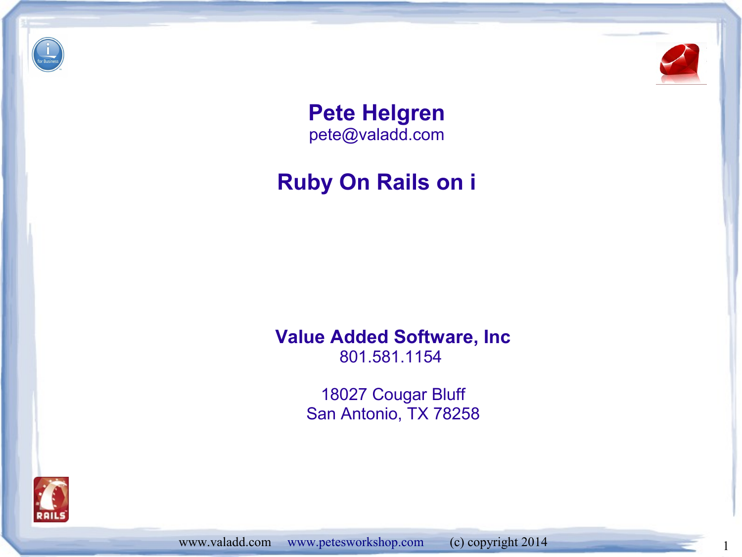# Pete Helgren

pete@valadd.com

## Ruby On Rails on i

**Value Added Software, Inc**

801.581.1154

18027 Cougar Bluff
San Antonio, TX 78258

www.valadd.com www.petesworkshop.com (c) copyright 2014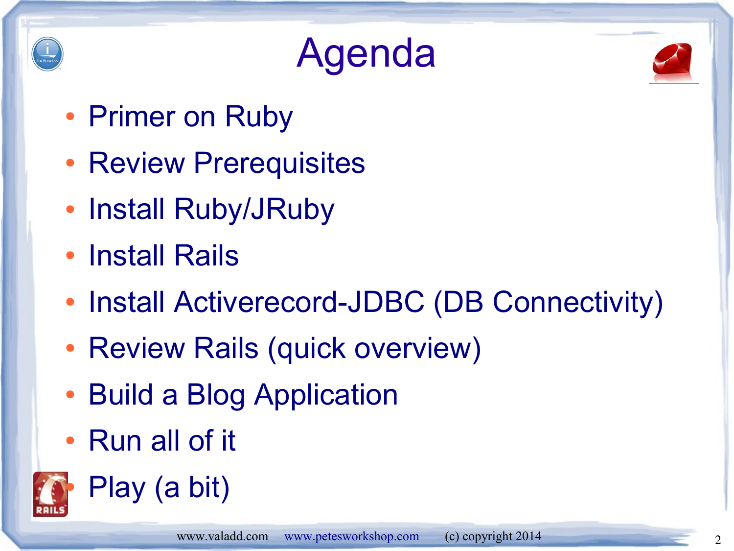# Agenda

- Primer on Ruby
- Review Prerequisites
- Install Ruby/JRuby
- Install Rails
- Install Activerecord-JDBC (DB Connectivity)
- Review Rails (quick overview)
- Build a Blog Application
- Run all of it
- Play (a bit)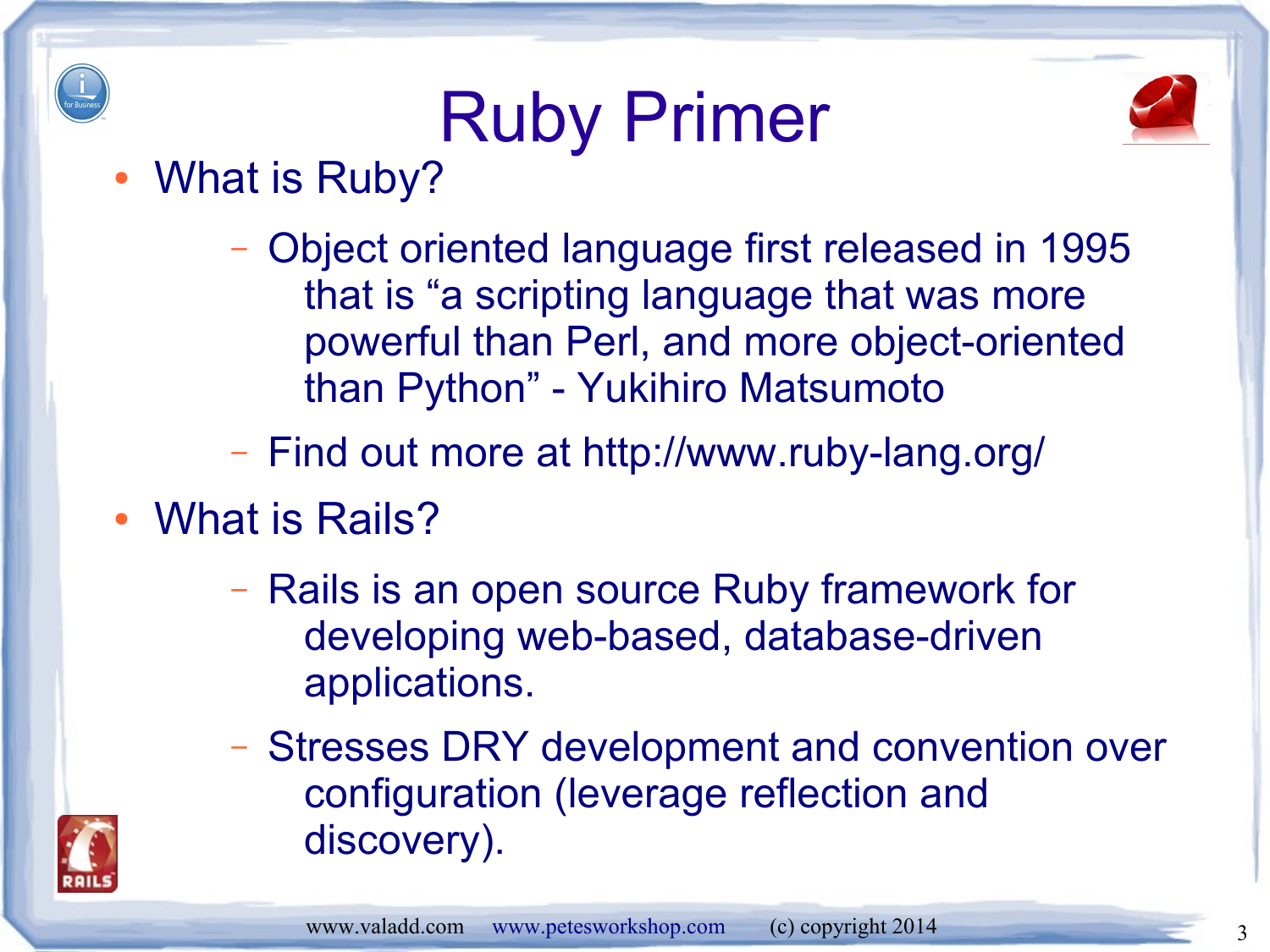# Ruby Primer

- What is Ruby?
  - Object oriented language first released in 1995 that is "a scripting language that was more powerful than Perl, and more object-oriented than Python" - Yukihiro Matsumoto
  - Find out more at http://www.ruby-lang.org/
- What is Rails?
  - Rails is an open source Ruby framework for developing web-based, database-driven applications.
  - Stresses DRY development and convention over configuration (leverage reflection and discovery).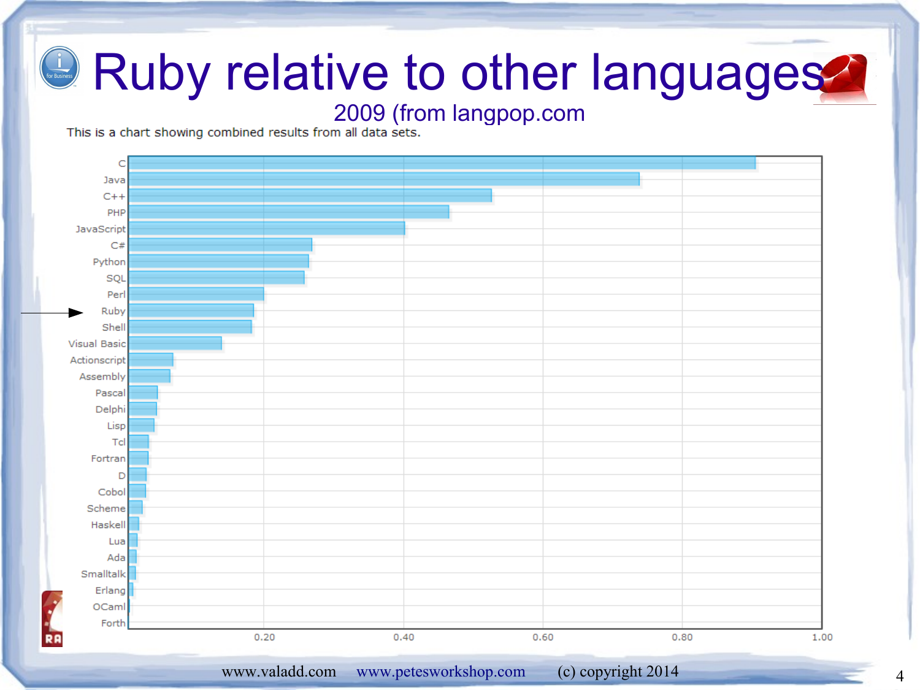# Ruby relative to other languages

2009 (from langpop.com

This is a chart showing combined results from all data sets.

| Language | Approx. value |
| --- | --- |
| C | 0.90 |
| Java | 0.74 |
| C++ | 0.52 |
| PHP | 0.46 |
| JavaScript | 0.40 |
| C# | 0.26 |
| Python | 0.26 |
| SQL | 0.25 |
| Perl | 0.19 |
| Ruby | 0.18 |
| Shell | 0.18 |
| Visual Basic | 0.13 |
| Actionscript | 0.06 |
| Assembly | 0.06 |
| Pascal | 0.04 |
| Delphi | 0.04 |
| Lisp | 0.04 |
| Tcl | 0.03 |
| Fortran | 0.03 |
| D | 0.03 |
| Cobol | 0.03 |
| Scheme | 0.02 |
| Haskell | 0.02 |
| Lua | 0.01 |
| Ada | 0.01 |
| Smalltalk | 0.01 |
| Erlang | 0.01 |
| OCaml | 0.00 |
| Forth | 0.00 |

www.valadd.com www.petesworkshop.com (c) copyright 2014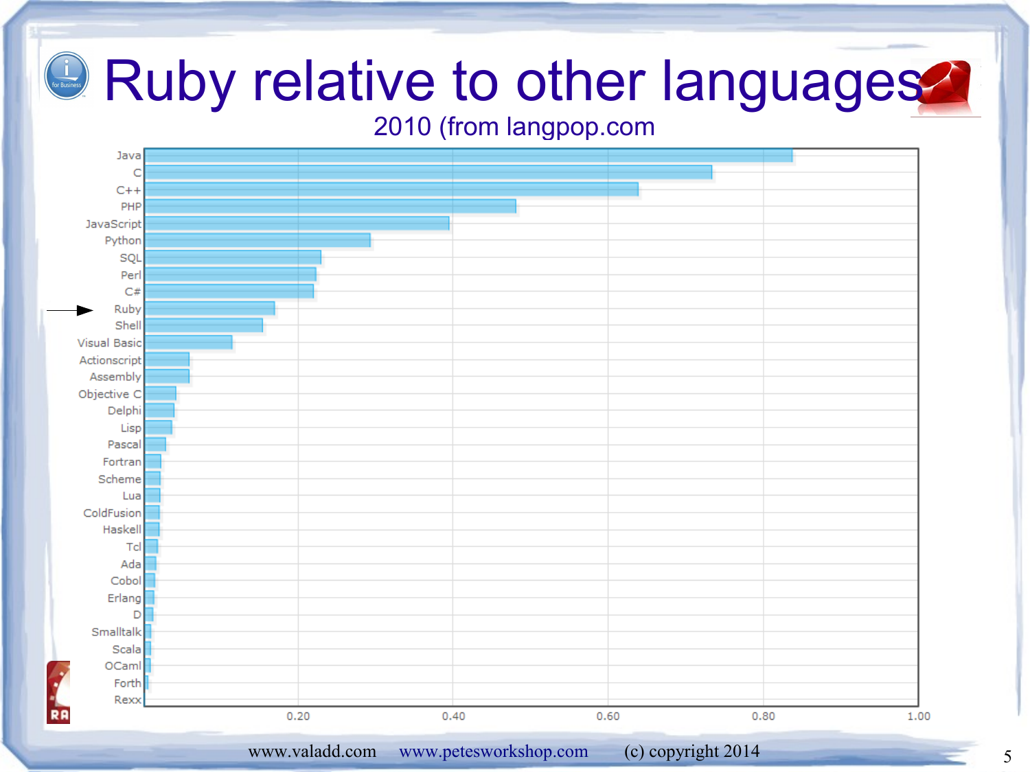# Ruby relative to other languages

2010 (from langpop.com

| Language | Approximate relative popularity |
|---|---|
| Java | 0.84 |
| C | 0.73 |
| C++ | 0.64 |
| PHP | 0.48 |
| JavaScript | 0.39 |
| Python | 0.29 |
| SQL | 0.23 |
| Perl | 0.22 |
| C# | 0.22 |
| Ruby | 0.17 |
| Shell | 0.15 |
| Visual Basic | 0.11 |
| Actionscript | 0.06 |
| Assembly | 0.06 |
| Objective C | 0.04 |
| Delphi | 0.04 |
| Lisp | 0.04 |
| Pascal | 0.03 |
| Fortran | 0.02 |
| Scheme | 0.02 |
| Lua | 0.02 |
| ColdFusion | 0.02 |
| Haskell | 0.02 |
| Tcl | 0.02 |
| Ada | 0.02 |
| Cobol | 0.01 |
| Erlang | 0.01 |
| D | 0.01 |
| Smalltalk | 0.01 |
| Scala | 0.01 |
| OCaml | 0.01 |
| Forth | 0.01 |
| Rexx | 0.00 |

www.valadd.com www.petesworkshop.com (c) copyright 2014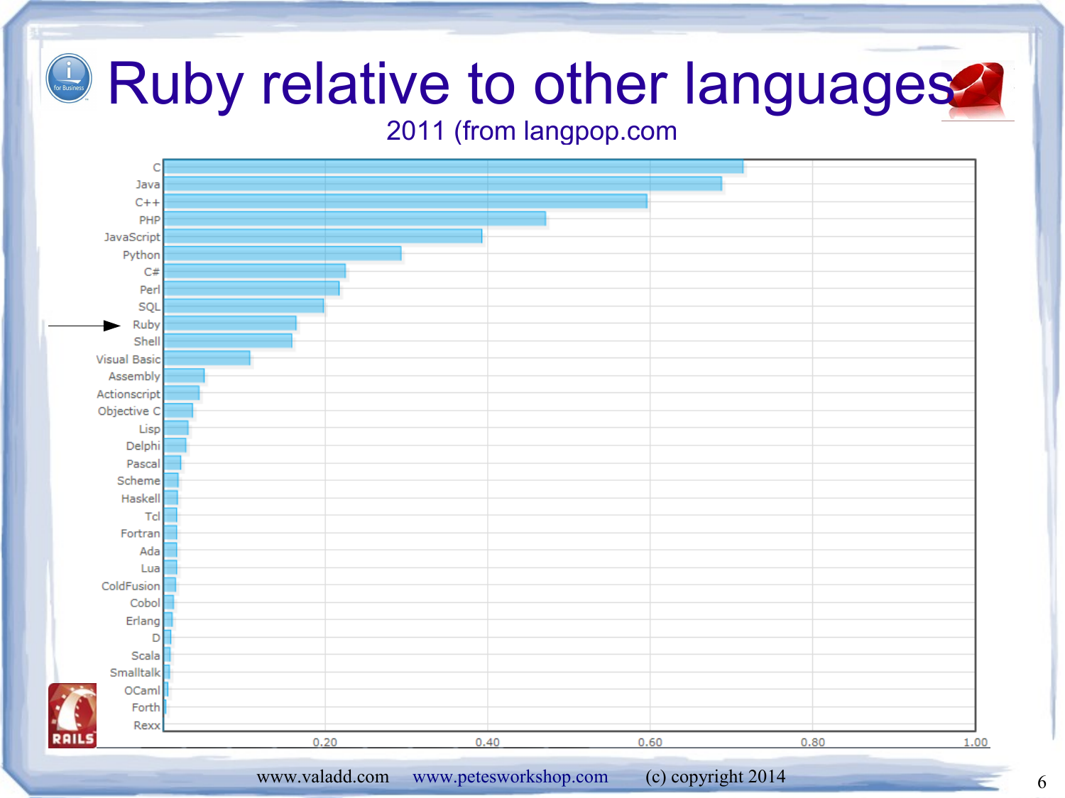# Ruby relative to other languages

2011 (from langpop.com

| Language | Relative popularity (approx.) |
|---|---|
| C | 0.71 |
| Java | 0.69 |
| C++ | 0.60 |
| PHP | 0.47 |
| JavaScript | 0.39 |
| Python | 0.29 |
| C# | 0.22 |
| Perl | 0.22 |
| SQL | 0.20 |
| Ruby | 0.16 |
| Shell | 0.16 |
| Visual Basic | 0.11 |
| Assembly | 0.05 |
| Actionscript | 0.04 |
| Objective C | 0.04 |
| Lisp | 0.03 |
| Delphi | 0.03 |
| Pascal | 0.02 |
| Scheme | 0.02 |
| Haskell | 0.02 |
| Tcl | 0.02 |
| Fortran | 0.02 |
| Ada | 0.02 |
| Lua | 0.02 |
| ColdFusion | 0.01 |
| Cobol | 0.01 |
| Erlang | 0.01 |
| D | 0.01 |
| Scala | 0.01 |
| Smalltalk | 0.01 |
| OCaml | 0.01 |
| Forth | 0.00 |
| Rexx | 0.00 |

www.valadd.com www.peteswortshop.com (c) copyright 2014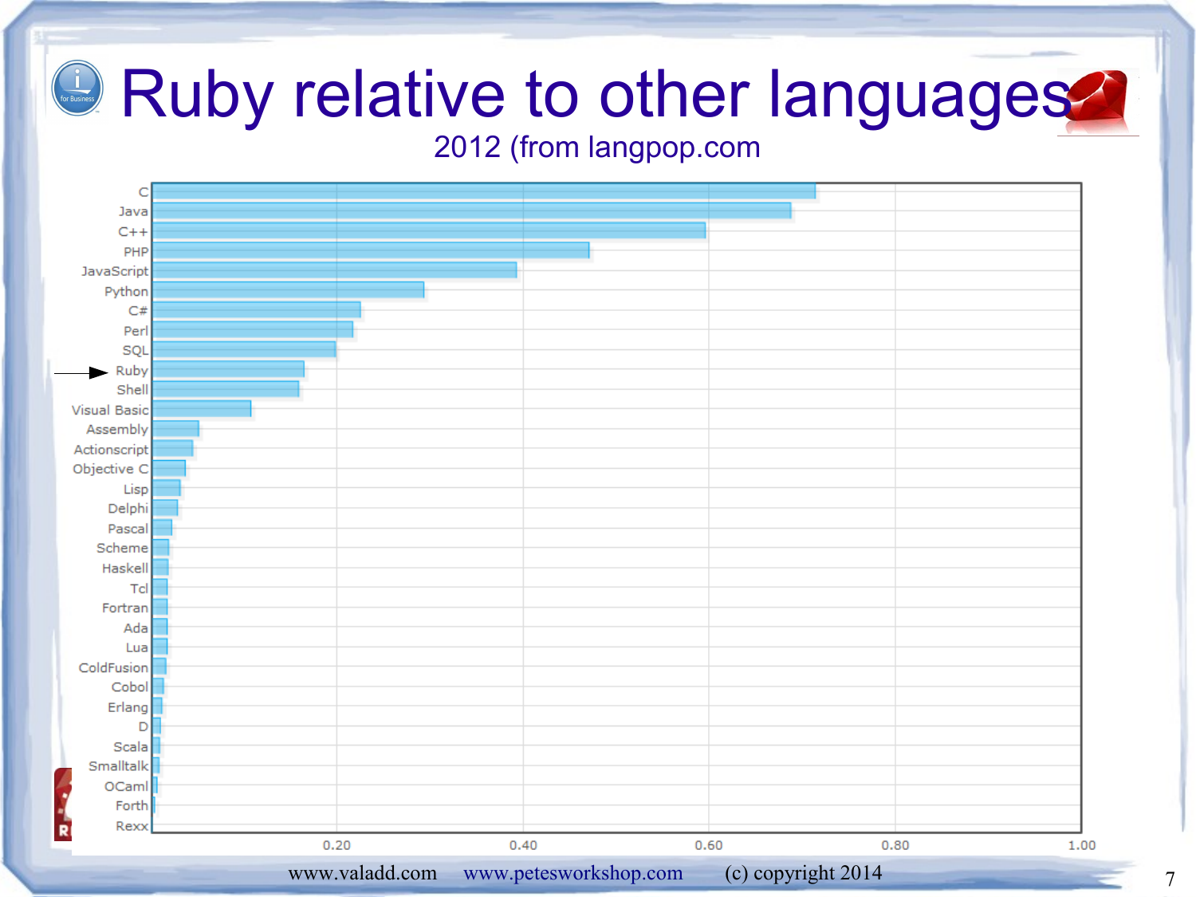# Ruby relative to other languages

2012 (from langpop.com)

| Language | Approx. value |
|---|---|
| C | 0.71 |
| Java | 0.69 |
| C++ | 0.60 |
| PHP | 0.47 |
| JavaScript | 0.39 |
| Python | 0.29 |
| C# | 0.22 |
| Perl | 0.22 |
| SQL | 0.20 |
| Ruby | 0.16 |
| Shell | 0.16 |
| Visual Basic | 0.11 |
| Assembly | 0.05 |
| Actionscript | 0.04 |
| Objective C | 0.04 |
| Lisp | 0.03 |
| Delphi | 0.03 |
| Pascal | 0.02 |
| Scheme | 0.02 |
| Haskell | 0.02 |
| Tcl | 0.02 |
| Fortran | 0.02 |
| Ada | 0.02 |
| Lua | 0.02 |
| ColdFusion | 0.01 |
| Cobol | 0.01 |
| Erlang | 0.01 |
| D | 0.01 |
| Scala | 0.01 |
| Smalltalk | 0.01 |
| OCaml | <0.01 |
| Forth | <0.01 |
| Rexx | <0.01 |

www.valadd.com www.petesworkshop.com (c) copyright 2014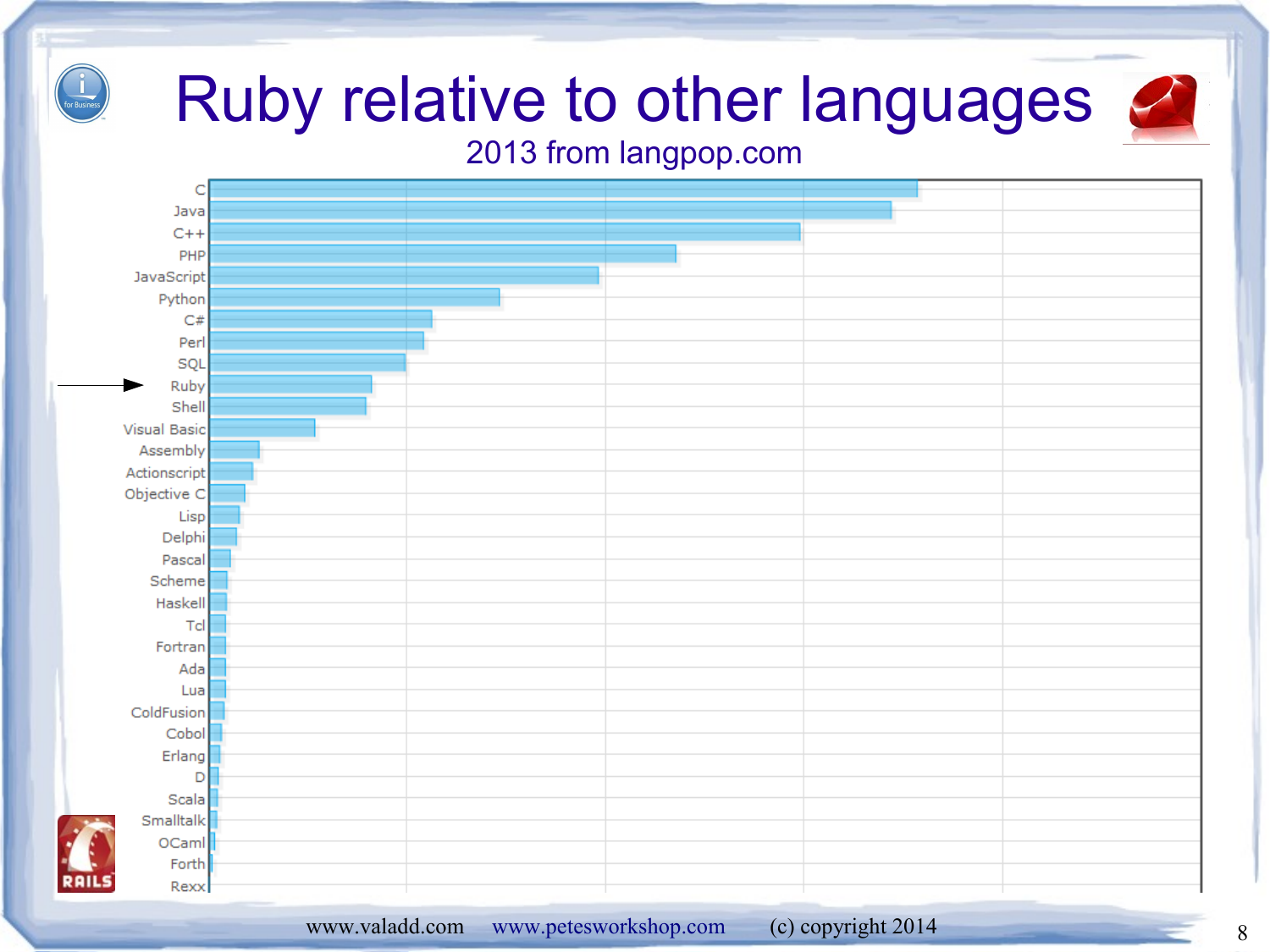# Ruby relative to other languages

2013 from langpop.com

C
Java
C++
PHP
JavaScript
Python
C#
Perl
SQL
Ruby
Shell
Visual Basic
Assembly
Actionscript
Objective C
Lisp
Delphi
Pascal
Scheme
Haskell
Tcl
Fortran
Ada
Lua
ColdFusion
Cobol
Erlang
D
Scala
Smalltalk
OCaml
Forth
Rexx

www.valadd.com www.petesworkshop.com (c) copyright 2014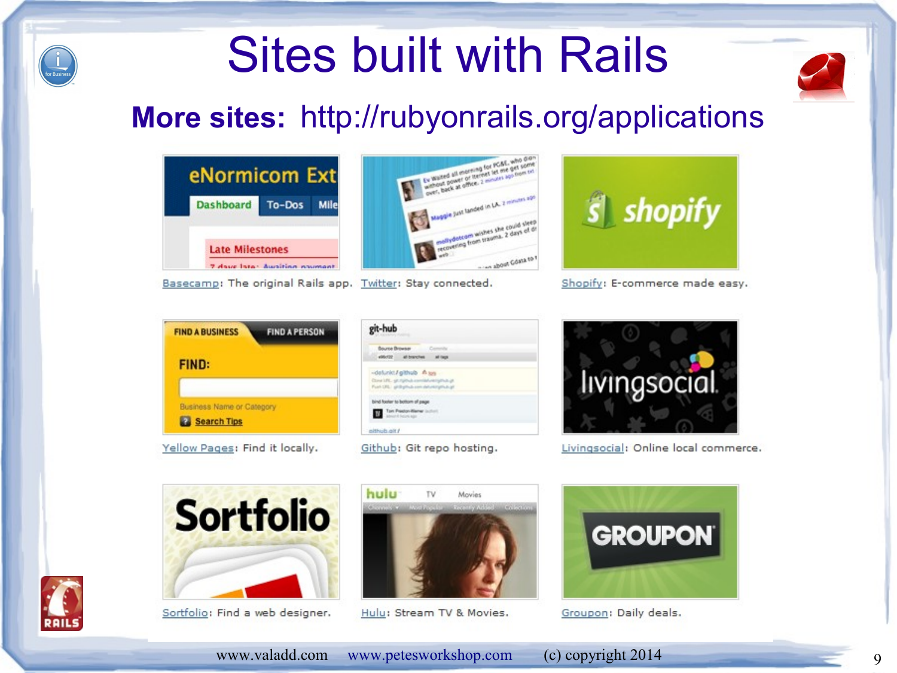# Sites built with Rails

**More sites:** http://rubyonrails.org/applications

Basecamp: The original Rails app.

Twitter: Stay connected.

Shopify: E-commerce made easy.

Yellow Pages: Find it locally.

Github: Git repo hosting.

Livingsocial: Online local commerce.

Sortfolio: Find a web designer.

Hulu: Stream TV & Movies.

Groupon: Daily deals.

www.valadd.com www.peteswork­shop.com (c) copyright 2014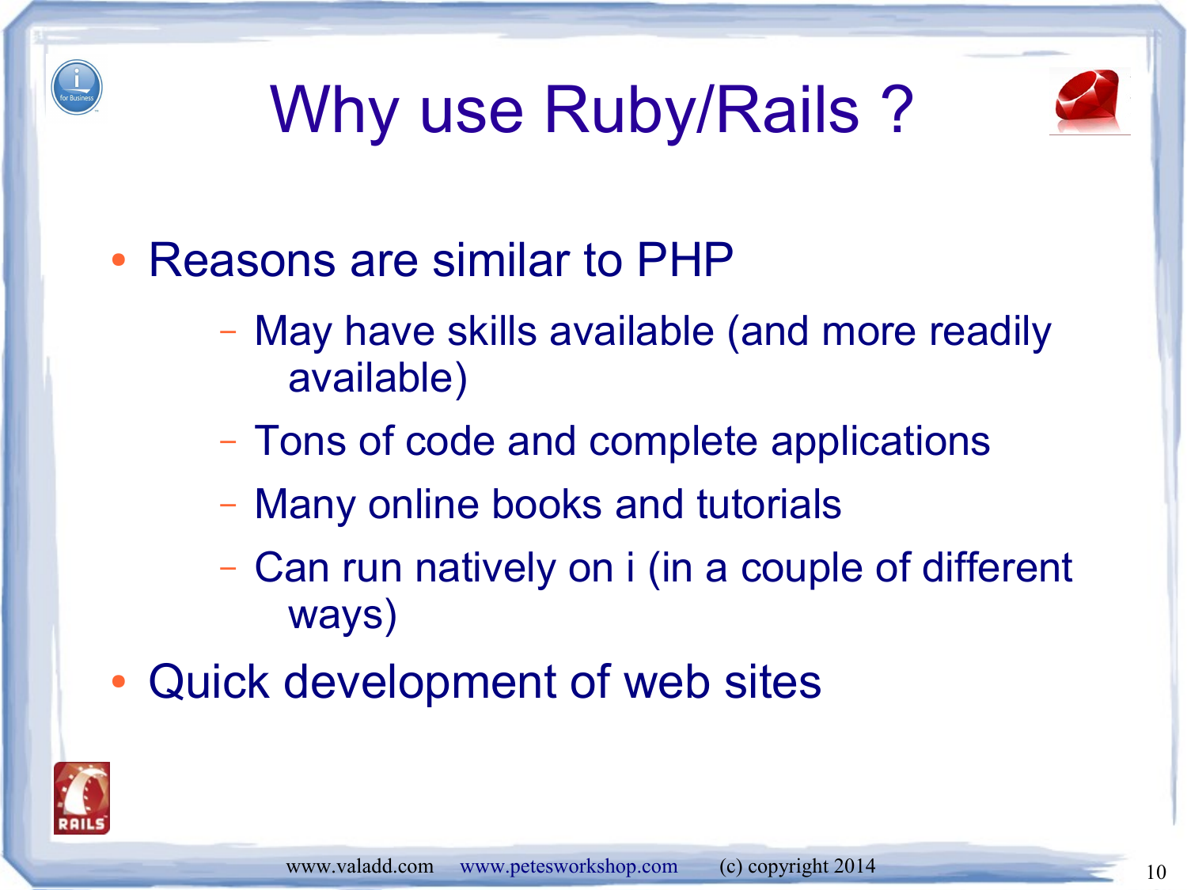# Why use Ruby/Rails ?

- Reasons are similar to PHP
  - May have skills available (and more readily available)
  - Tons of code and complete applications
  - Many online books and tutorials
  - Can run natively on i (in a couple of different ways)
- Quick development of web sites

www.valadd.com www.petesworkshop.com (c) copyright 2014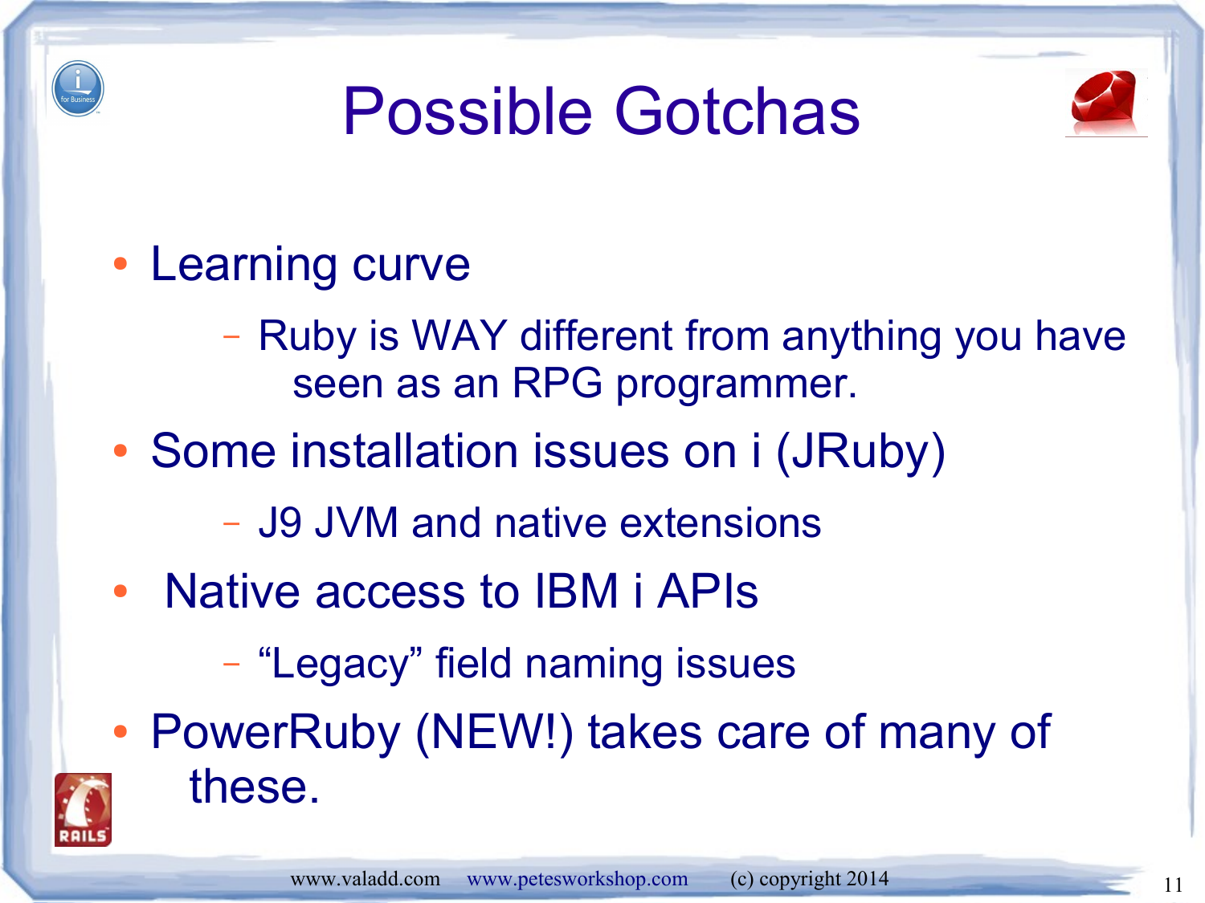# Possible Gotchas

- Learning curve
  - Ruby is WAY different from anything you have seen as an RPG programmer.
- Some installation issues on i (JRuby)
  - J9 JVM and native extensions
- Native access to IBM i APIs
  - "Legacy" field naming issues
- PowerRuby (NEW!) takes care of many of these.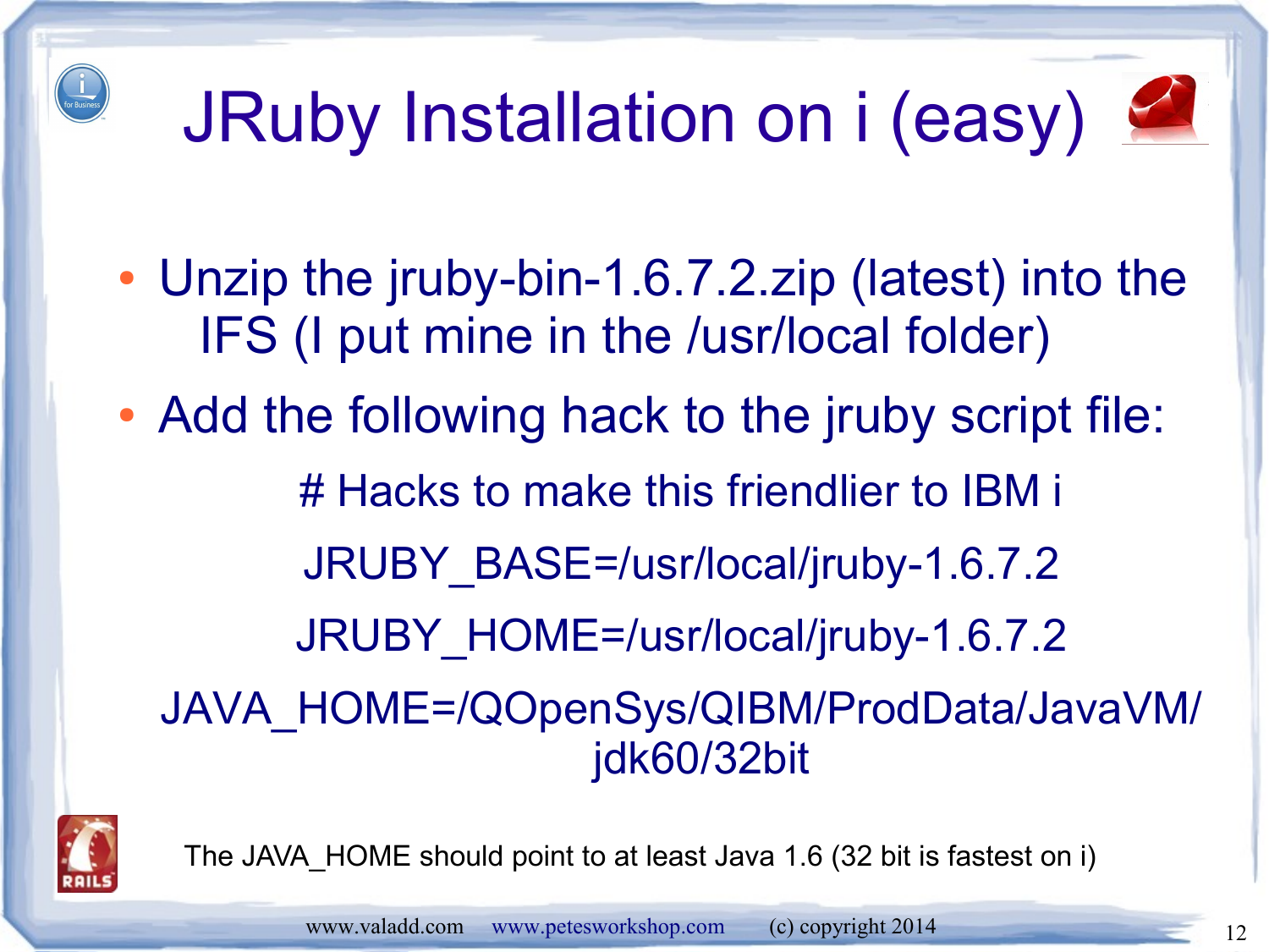# JRuby Installation on i (easy)

- Unzip the jruby-bin-1.6.7.2.zip (latest) into the IFS (I put mine in the /usr/local folder)
- Add the following hack to the jruby script file:

```
# Hacks to make this friendlier to IBM i
JRUBY_BASE=/usr/local/jruby-1.6.7.2
JRUBY_HOME=/usr/local/jruby-1.6.7.2
JAVA_HOME=/QOpenSys/QIBM/ProdData/JavaVM/jdk60/32bit
```

The JAVA_HOME should point to at least Java 1.6 (32 bit is fastest on i)

www.valadd.com www.petesworkshop.com (c) copyright 2014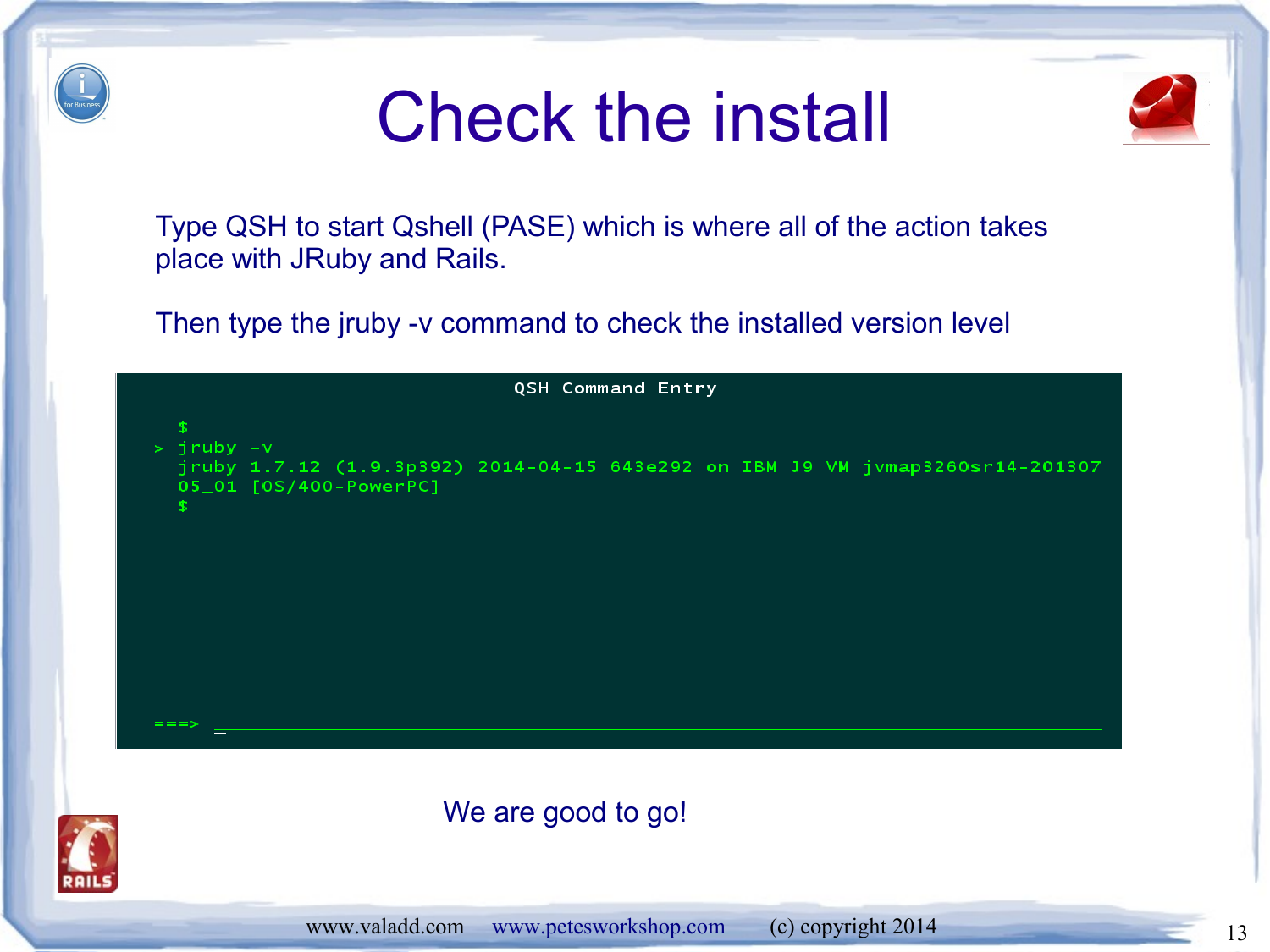# Check the install

Type QSH to start Qshell (PASE) which is where all of the action takes place with JRuby and Rails.

Then type the jruby -v command to check the installed version level

```
                              QSH Command Entry

  $
> jruby -v
  jruby 1.7.12 (1.9.3p392) 2014-04-15 643e292 on IBM J9 VM jvmap3260sr14-201307
  05_01 [OS/400-PowerPC]
  $










===> _
```

We are good to go!

www.valadd.com   www.petesworkshop.com   (c) copyright 2014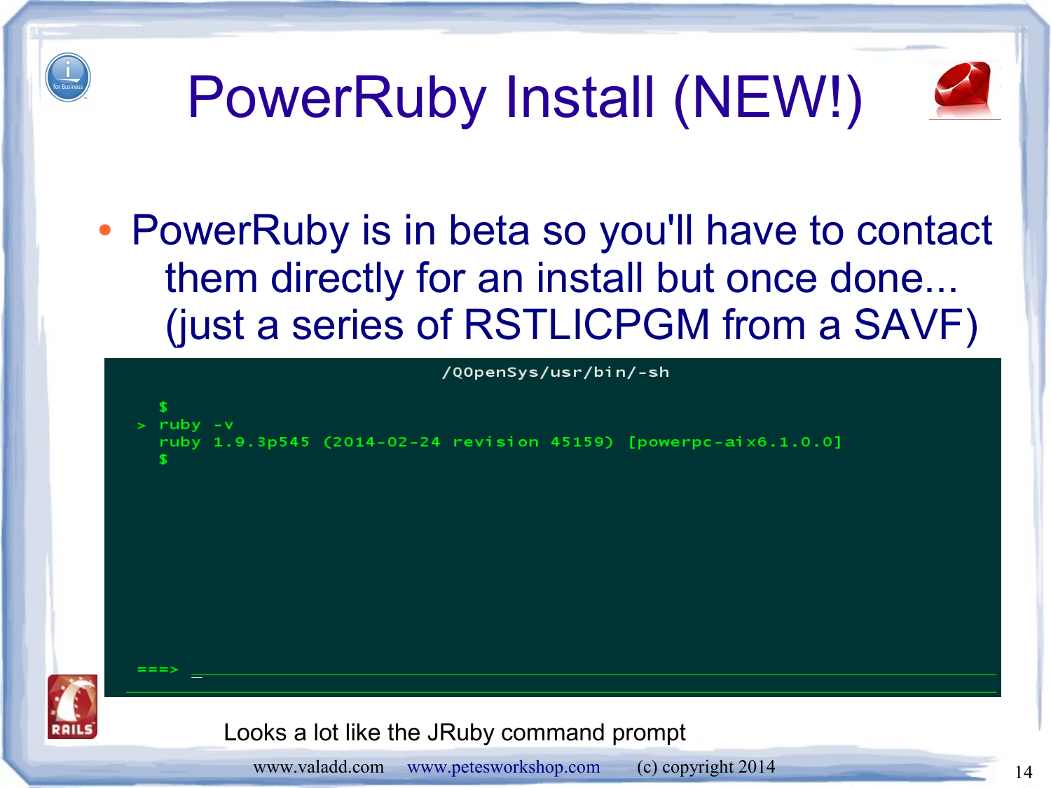# PowerRuby Install (NEW!)

- PowerRuby is in beta so you'll have to contact them directly for an install but once done... (just a series of RSTLICPGM from a SAVF)

```
                    /QOpenSys/usr/bin/-sh

  $
> ruby -v
  ruby 1.9.3p545 (2014-02-24 revision 45159) [powerpc-aix6.1.0.0]
  $




===> _
```

Looks a lot like the JRuby command prompt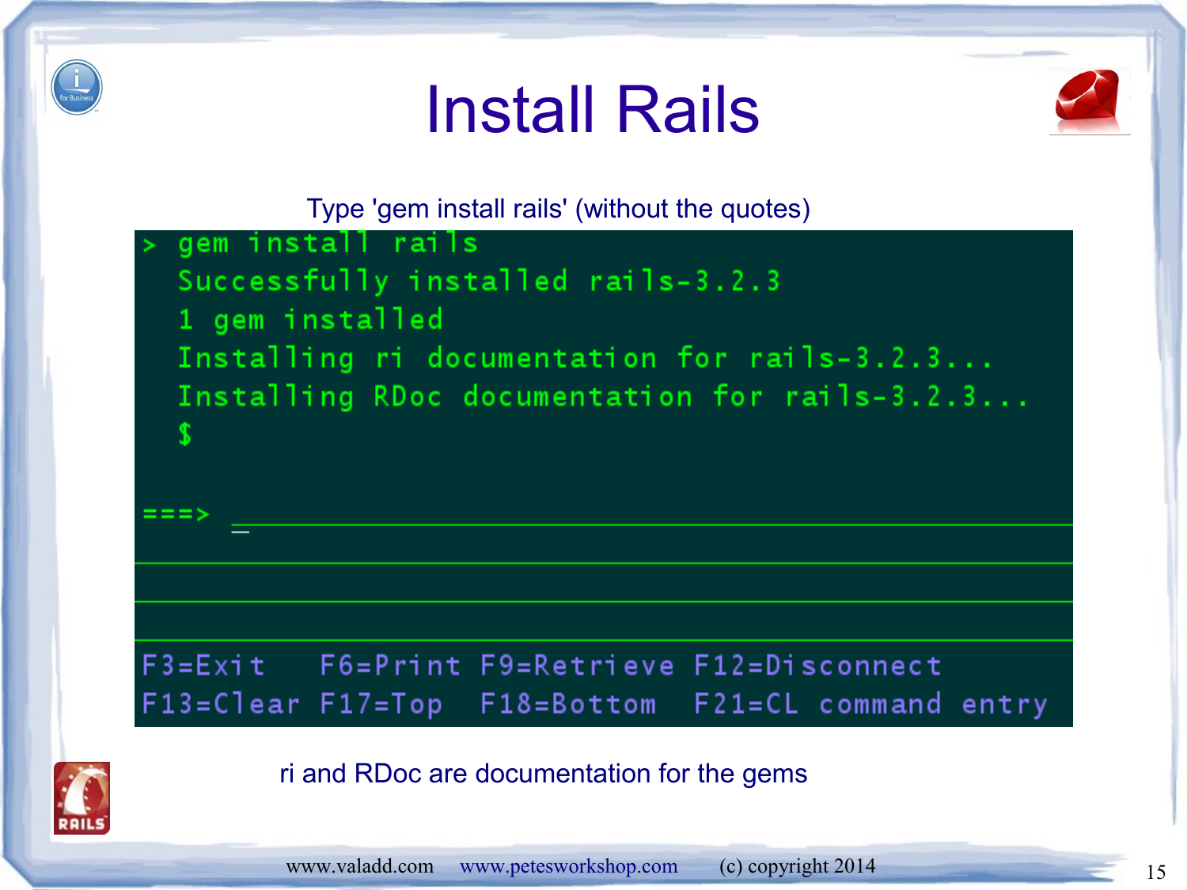# Install Rails

Type 'gem install rails' (without the quotes)

```
> gem install rails
  Successfully installed rails-3.2.3
  1 gem installed
  Installing ri documentation for rails-3.2.3...
  Installing RDoc documentation for rails-3.2.3...
  $

===> _

F3=Exit   F6=Print F9=Retrieve F12=Disconnect
F13=Clear F17=Top  F18=Bottom  F21=CL command entry
```

ri and RDoc are documentation for the gems

www.valadd.com www.petesworkshop.com (c) copyright 2014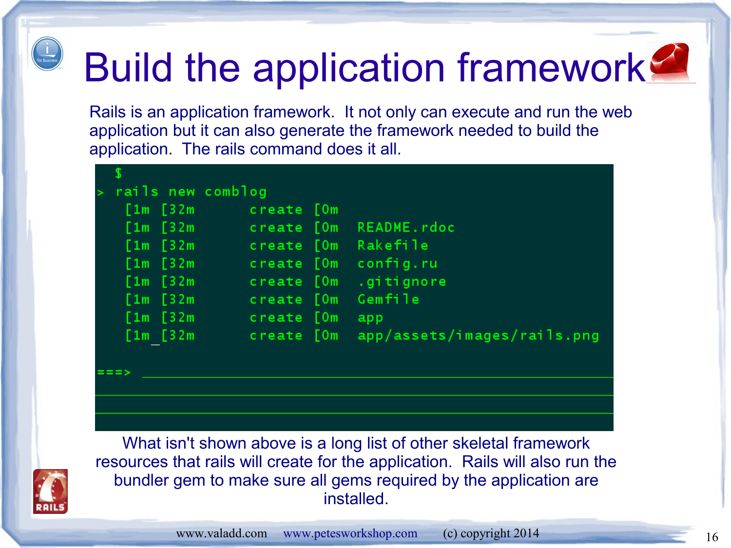# Build the application framework

Rails is an application framework. It not only can execute and run the web application but it can also generate the framework needed to build the application. The rails command does it all.

```
  $
> rails new comblog
   [1m [32m      create [0m
   [1m [32m      create [0m  README.rdoc
   [1m [32m      create [0m  Rakefile
   [1m [32m      create [0m  config.ru
   [1m [32m      create [0m  .gitignore
   [1m [32m      create [0m  Gemfile
   [1m [32m      create [0m  app
   [1m_[32m      create [0m  app/assets/images/rails.png

===> 
```

What isn't shown above is a long list of other skeletal framework resources that rails will create for the application. Rails will also run the bundler gem to make sure all gems required by the application are installed.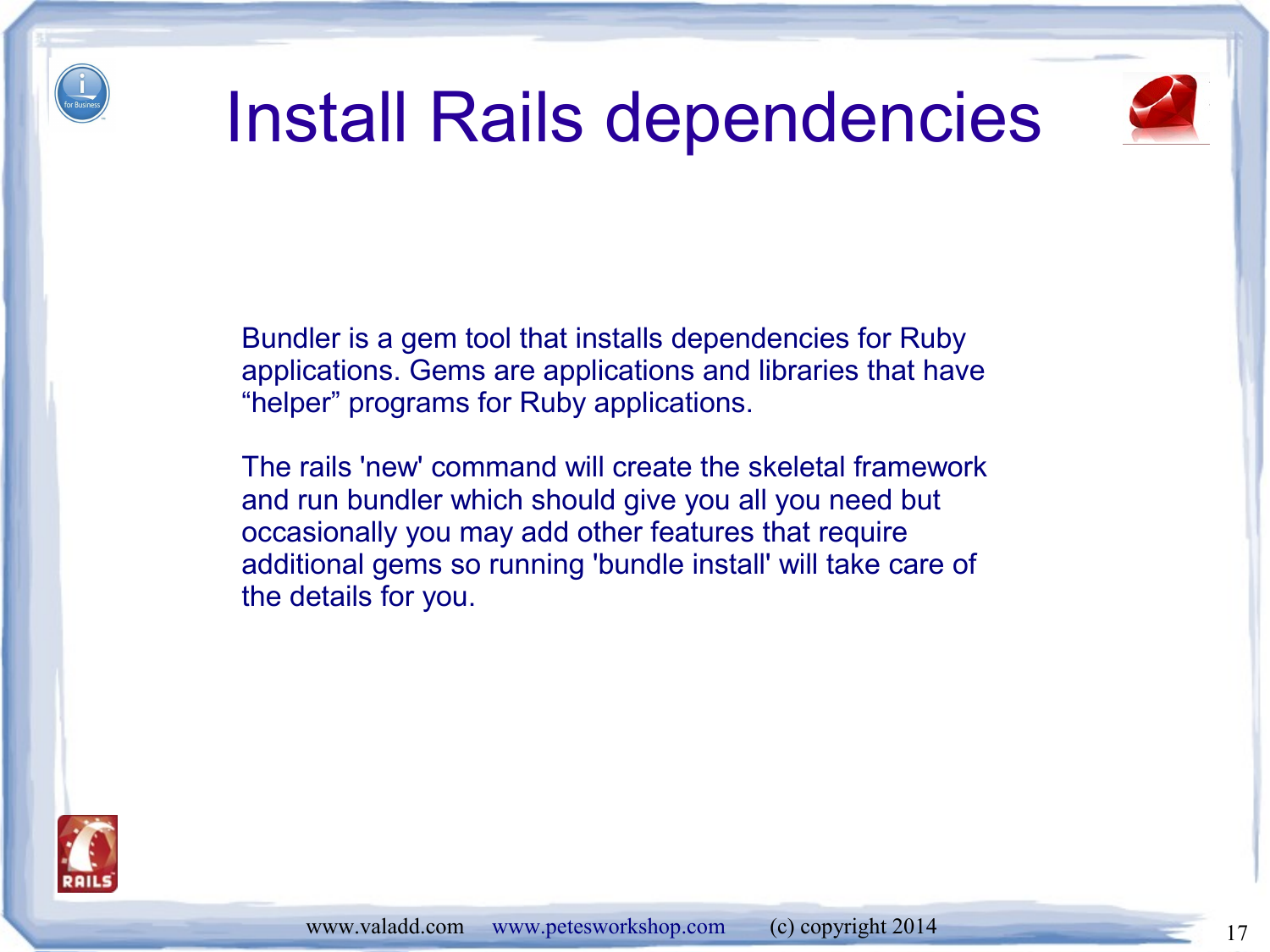# Install Rails dependencies

Bundler is a gem tool that installs dependencies for Ruby applications. Gems are applications and libraries that have “helper” programs for Ruby applications.

The rails 'new' command will create the skeletal framework and run bundler which should give you all you need but occasionally you may add other features that require additional gems so running 'bundle install' will take care of the details for you.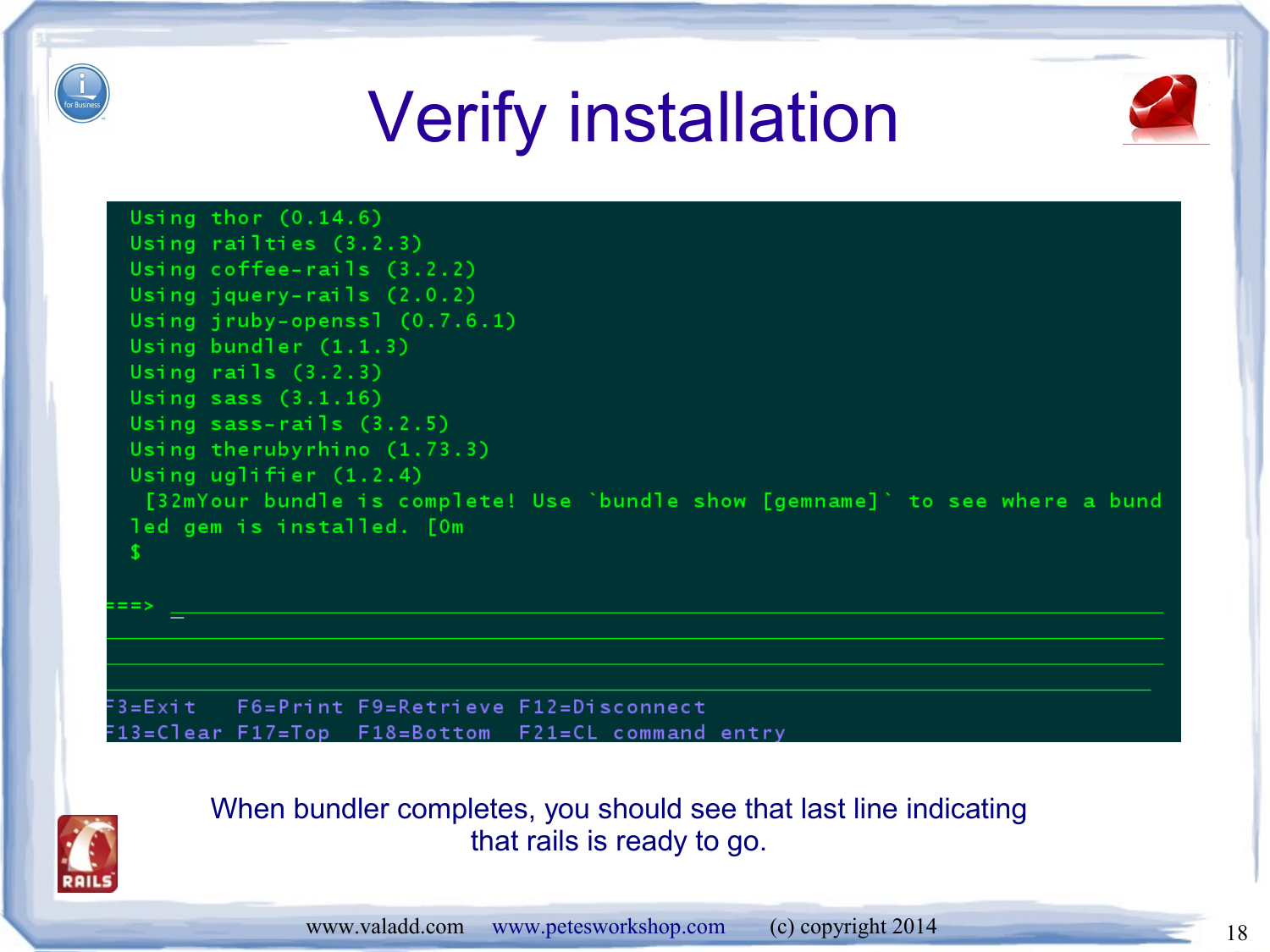# Verify installation

```
Using thor (0.14.6)
Using railties (3.2.3)
Using coffee-rails (3.2.2)
Using jquery-rails (2.0.2)
Using jruby-openssl (0.7.6.1)
Using bundler (1.1.3)
Using rails (3.2.3)
Using sass (3.1.16)
Using sass-rails (3.2.5)
Using therubyrhino (1.73.3)
Using uglifier (1.2.4)
 [32mYour bundle is complete! Use `bundle show [gemname]` to see where a bund
led gem is installed. [0m
$

===> _

F3=Exit   F6=Print F9=Retrieve F12=Disconnect
F13=Clear F17=Top  F18=Bottom  F21=CL command entry
```

When bundler completes, you should see that last line indicating that rails is ready to go.

www.valadd.com www.petesworkshop.com (c) copyright 2014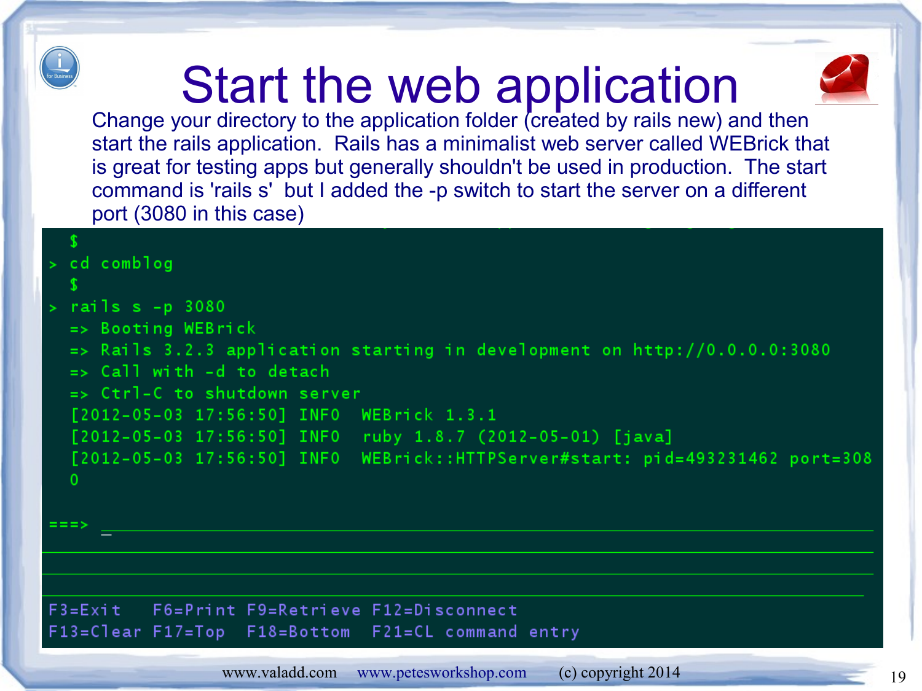# Start the web application

Change your directory to the application folder (created by rails new) and then start the rails application. Rails has a minimalist web server called WEBrick that is great for testing apps but generally shouldn't be used in production. The start command is 'rails s' but I added the -p switch to start the server on a different port (3080 in this case)

```
  $
> cd comblog
  $
> rails s -p 3080
  => Booting WEBrick
  => Rails 3.2.3 application starting in development on http://0.0.0.0:3080
  => Call with -d to detach
  => Ctrl-C to shutdown server
  [2012-05-03 17:56:50] INFO  WEBrick 1.3.1
  [2012-05-03 17:56:50] INFO  ruby 1.8.7 (2012-05-01) [java]
  [2012-05-03 17:56:50] INFO  WEBrick::HTTPServer#start: pid=493231462 port=308
  0

===> _

F3=Exit   F6=Print F9=Retrieve F12=Disconnect
F13=Clear F17=Top  F18=Bottom  F21=CL command entry
```

www.valadd.com www.petesworkshop.com (c) copyright 2014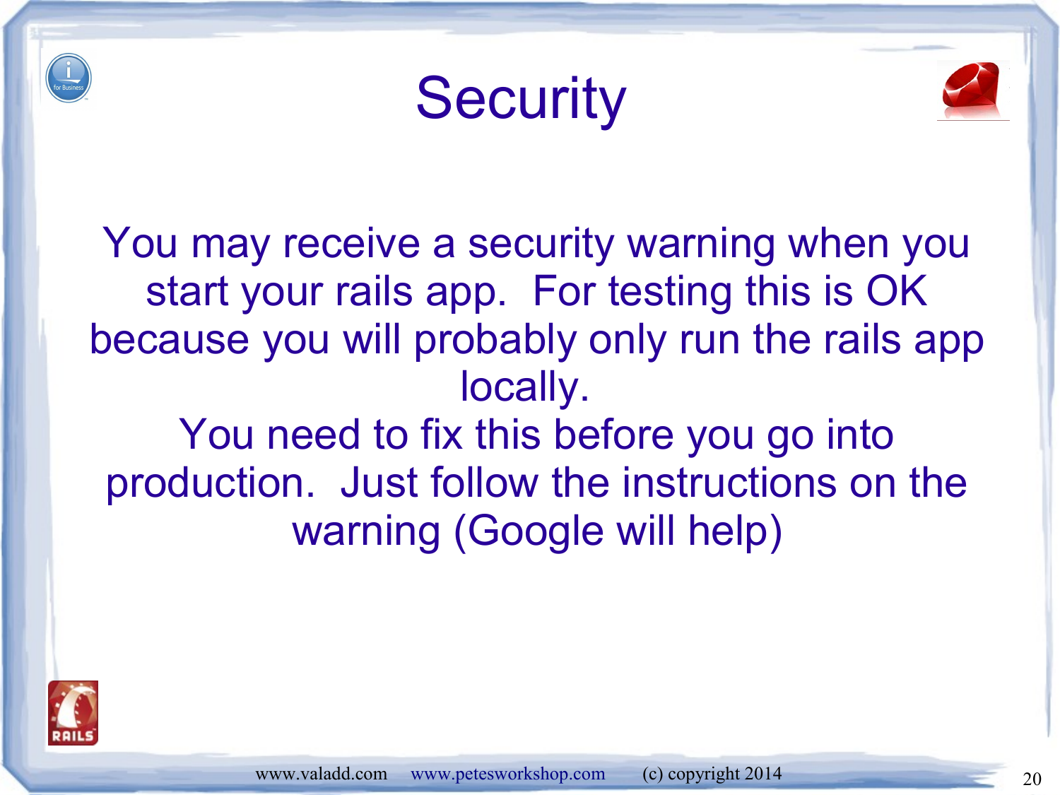# Security

You may receive a security warning when you start your rails app. For testing this is OK because you will probably only run the rails app locally.

You need to fix this before you go into production. Just follow the instructions on the warning (Google will help)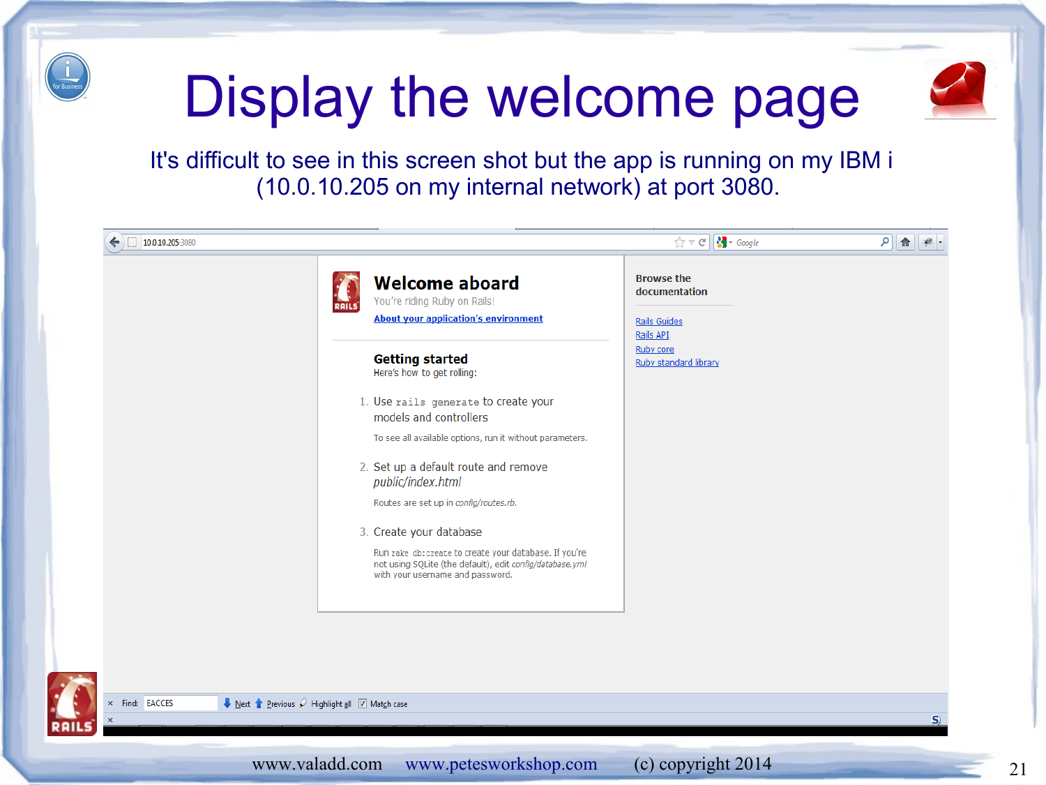# Display the welcome page

It's difficult to see in this screen shot but the app is running on my IBM i (10.0.10.205 on my internal network) at port 3080.

10.0.10.205:3080

## Welcome aboard

You're riding Ruby on Rails!

About your application's environment

### Getting started

Here's how to get rolling:

1. Use `rails generate` to create your models and controllers

   To see all available options, run it without parameters.

2. Set up a default route and remove *public/index.html*

   Routes are set up in *config/routes.rb*.

3. Create your database

   Run `rake db:create` to create your database. If you're not using SQLite (the default), edit *config/database.yml* with your username and password.

**Browse the documentation**

- Rails Guides
- Rails API
- Ruby core
- Ruby standard library

Find: EACCES Next Previous Highlight all Match case

www.valadd.com www.petesworkshop.com (c) copyright 2014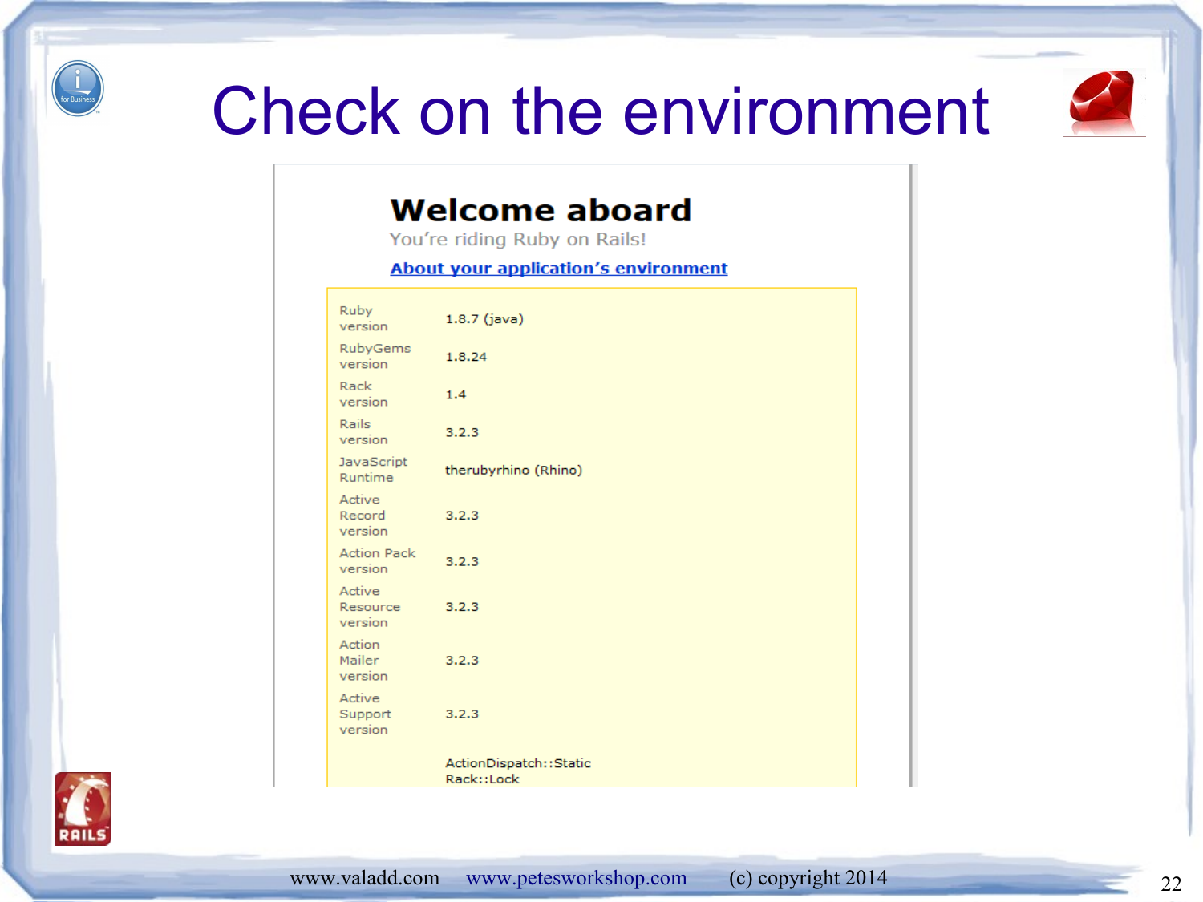# Check on the environment

## Welcome aboard

You're riding Ruby on Rails!

**About your application's environment**

| | |
|---|---|
| Ruby version | 1.8.7 (java) |
| RubyGems version | 1.8.24 |
| Rack version | 1.4 |
| Rails version | 3.2.3 |
| JavaScript Runtime | therubyrhino (Rhino) |
| Active Record version | 3.2.3 |
| Action Pack version | 3.2.3 |
| Active Resource version | 3.2.3 |
| Action Mailer version | 3.2.3 |
| Active Support version | 3.2.3 |
| | ActionDispatch::Static<br>Rack::Lock |

www.valadd.com www.peteswokshop.com (c) copyright 2014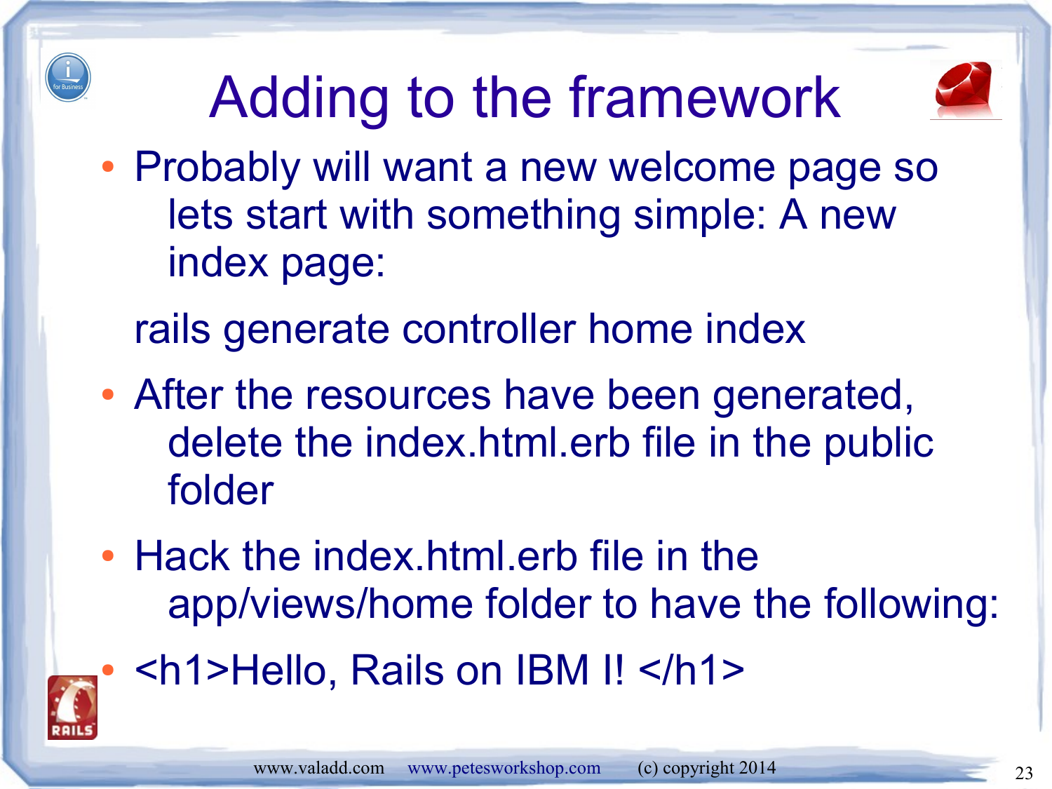# Adding to the framework

- Probably will want a new welcome page so lets start with something simple: A new index page:

```
rails generate controller home index
```

- After the resources have been generated, delete the index.html.erb file in the public folder
- Hack the index.html.erb file in the app/views/home folder to have the following:
- `<h1>Hello, Rails on IBM I! </h1>`

www.valadd.com www.petesworkshop.com (c) copyright 2014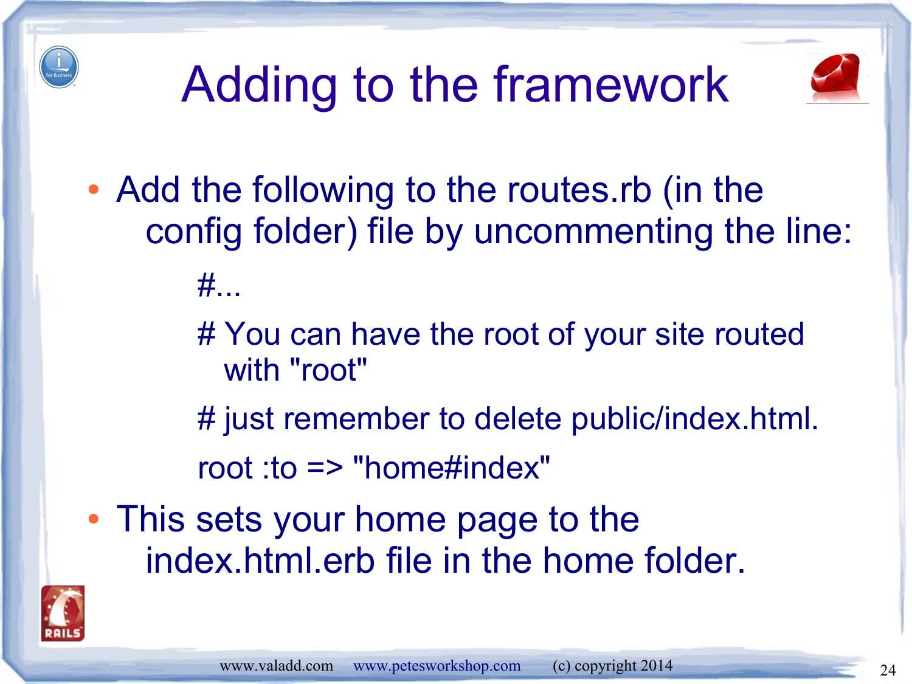# Adding to the framework

- Add the following to the routes.rb (in the config folder) file by uncommenting the line:

```
#...
# You can have the root of your site routed with "root"
# just remember to delete public/index.html.
root :to => "home#index"
```

- This sets your home page to the index.html.erb file in the home folder.

www.valadd.com www.petesworkshop.com (c) copyright 2014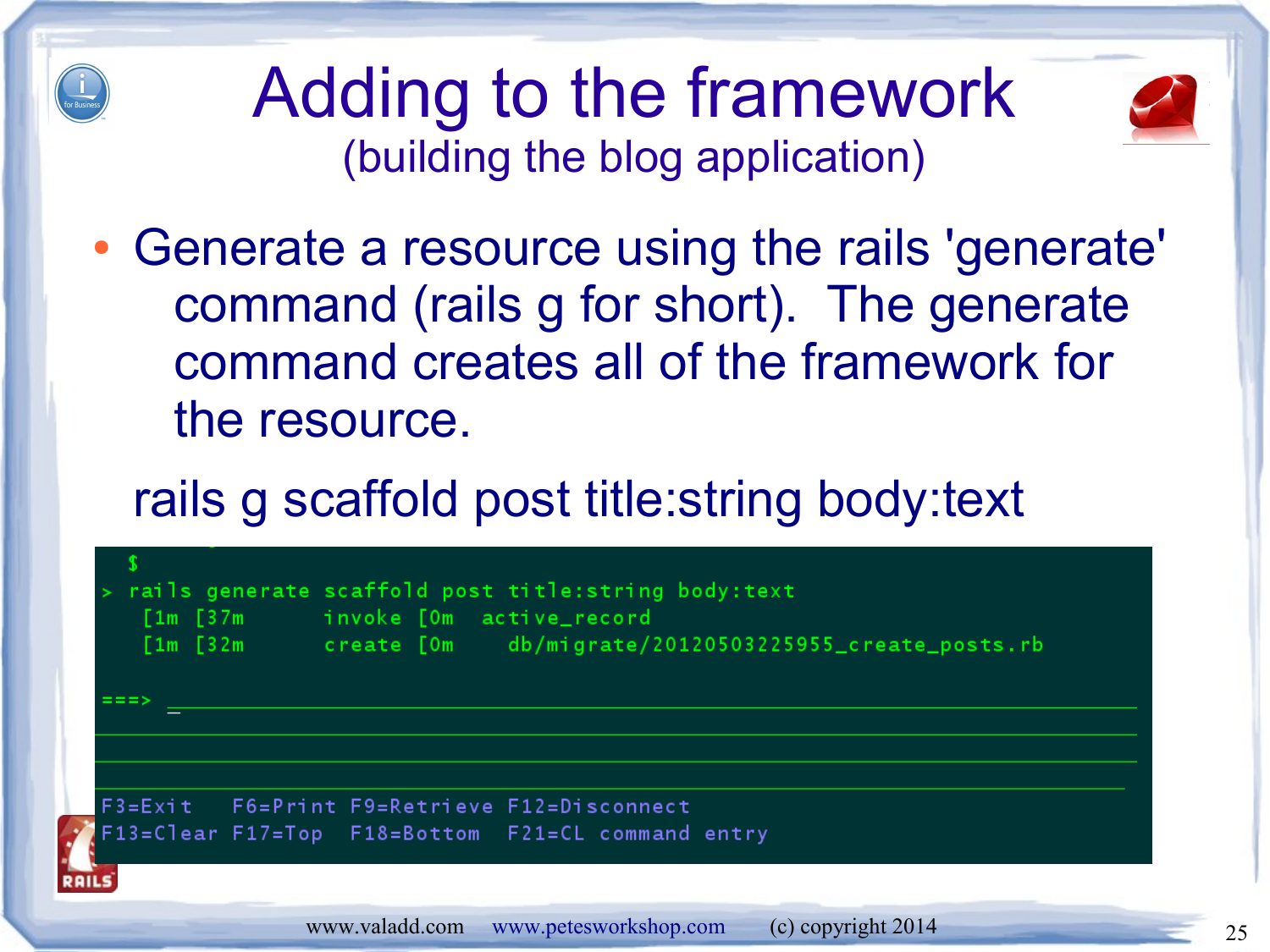# Adding to the framework

(building the blog application)

- Generate a resource using the rails 'generate' command (rails g for short). The generate command creates all of the framework for the resource.

rails g scaffold post title:string body:text

```
  $
> rails generate scaffold post title:string body:text
    [1m [37m      invoke [0m  active_record
    [1m [32m      create [0m    db/migrate/20120503225955_create_posts.rb

===> _

F3=Exit   F6=Print F9=Retrieve F12=Disconnect
F13=Clear F17=Top  F18=Bottom  F21=CL command entry
```

www.valadd.com www.petesworkshop.com (c) copyright 2014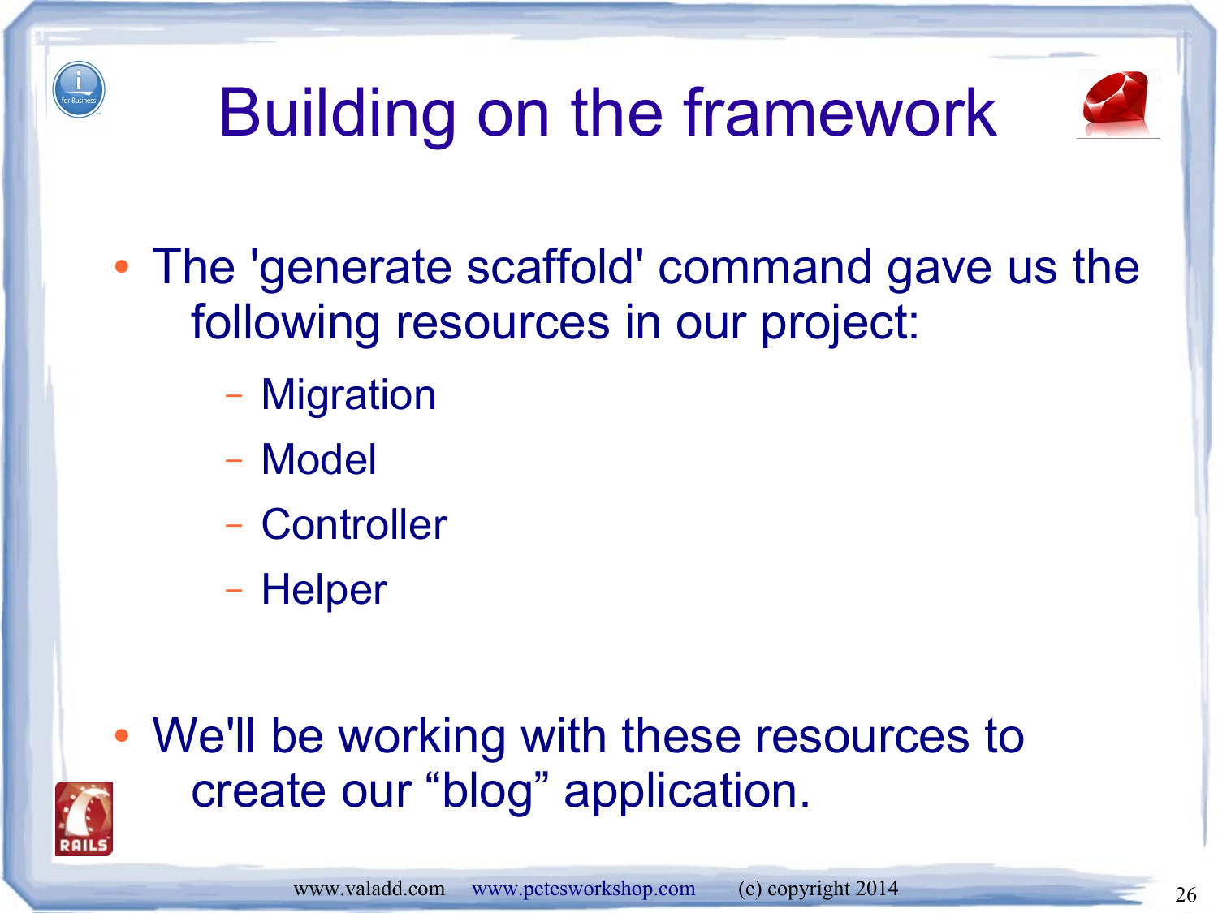# Building on the framework

- The 'generate scaffold' command gave us the following resources in our project:
  - Migration
  - Model
  - Controller
  - Helper

- We'll be working with these resources to create our "blog" application.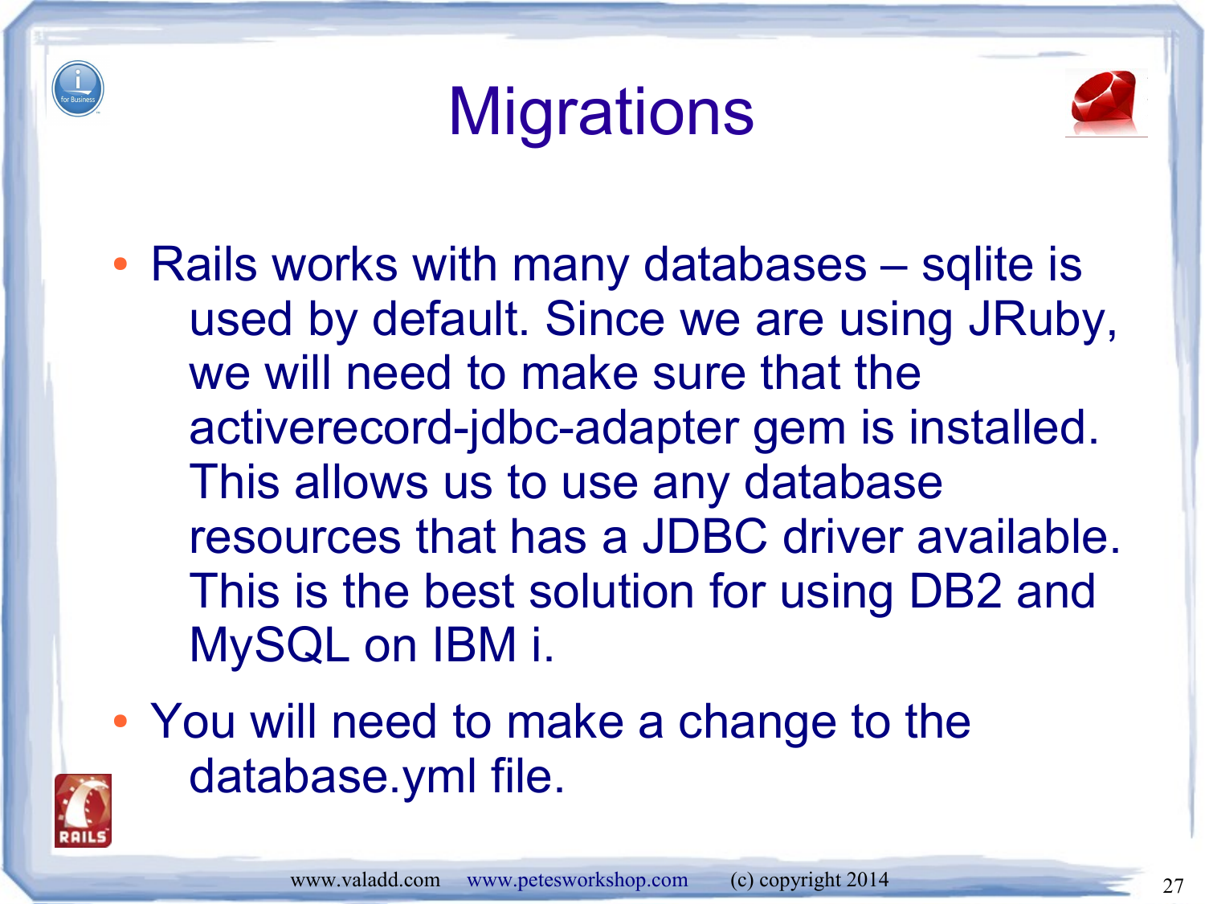# Migrations

- Rails works with many databases – sqlite is used by default. Since we are using JRuby, we will need to make sure that the activerecord-jdbc-adapter gem is installed. This allows us to use any database resources that has a JDBC driver available. This is the best solution for using DB2 and MySQL on IBM i.
- You will need to make a change to the database.yml file.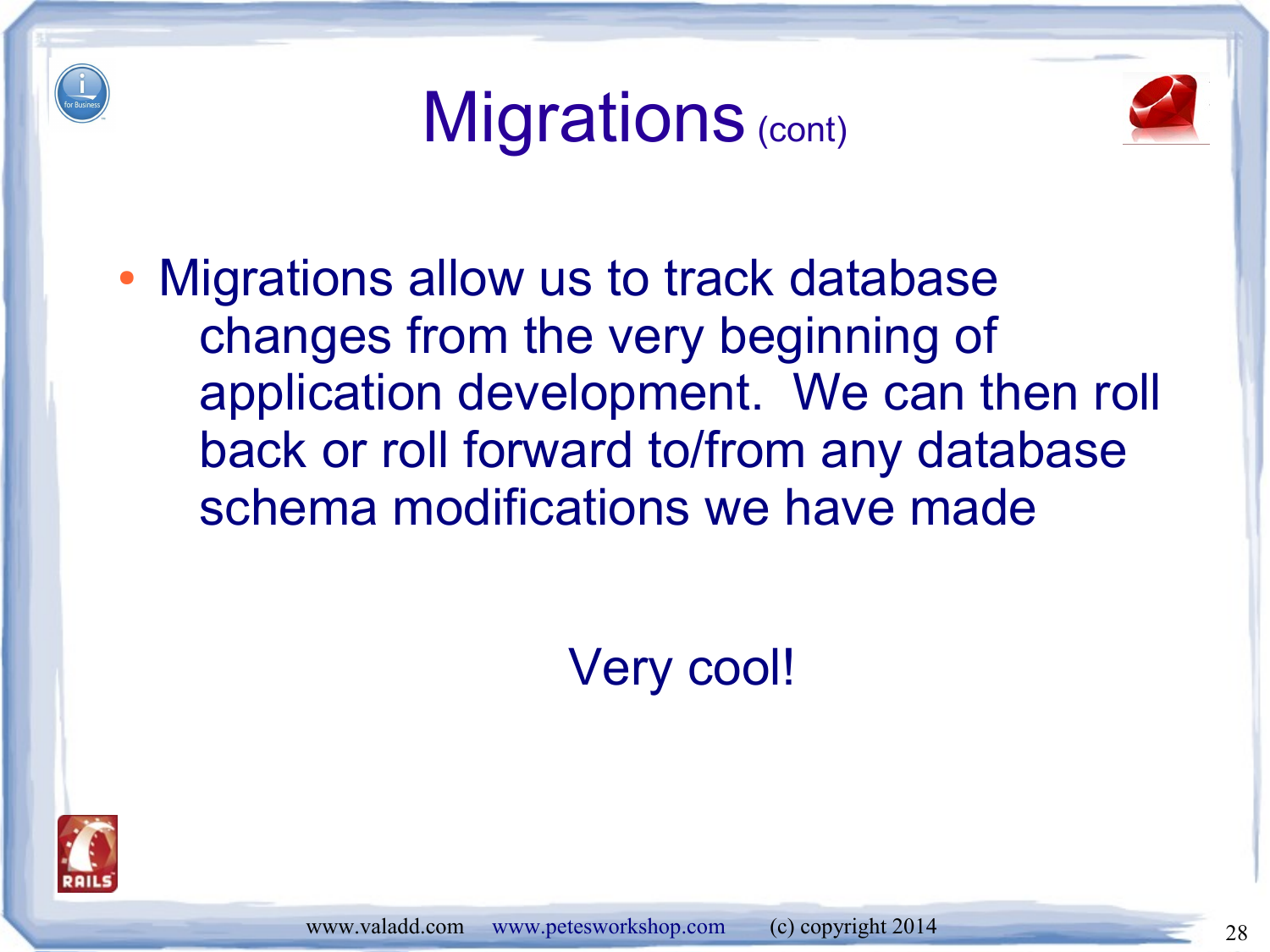# Migrations (cont)

- Migrations allow us to track database changes from the very beginning of application development. We can then roll back or roll forward to/from any database schema modifications we have made

Very cool!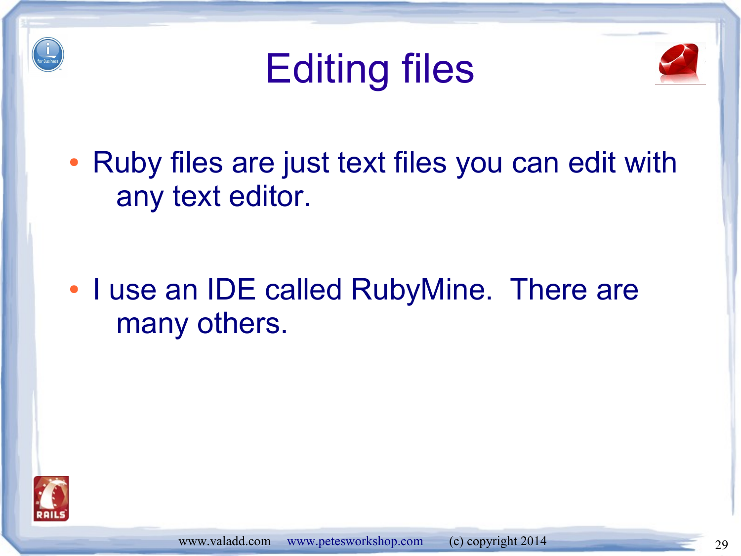# Editing files

- Ruby files are just text files you can edit with any text editor.
- I use an IDE called RubyMine. There are many others.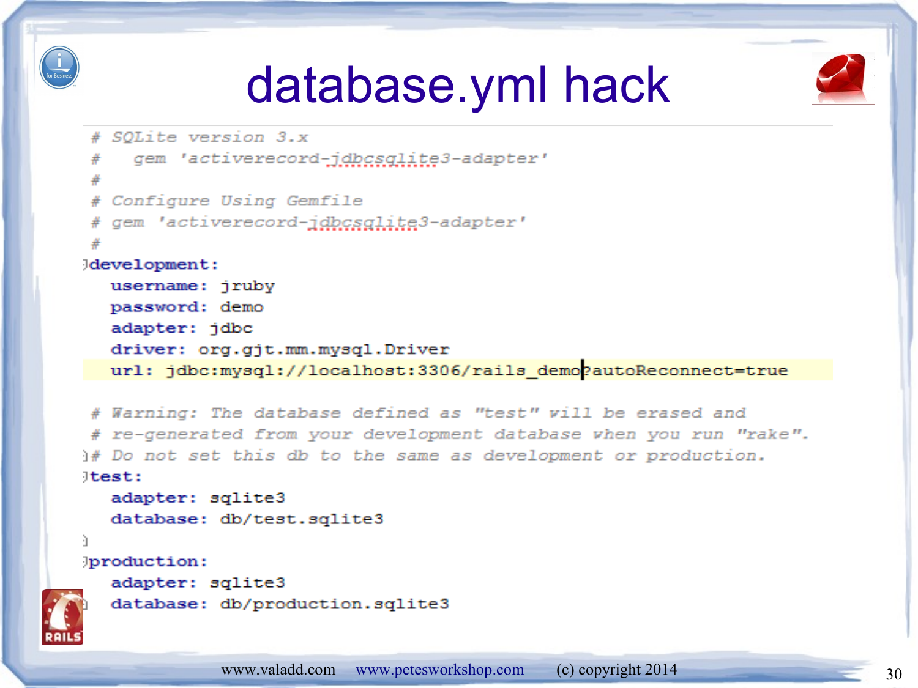# database.yml hack

```yaml
# SQLite version 3.x
#   gem 'activerecord-jdbcsqlite3-adapter'
#
# Configure Using Gemfile
# gem 'activerecord-jdbcsqlite3-adapter'
#
development:
  username: jruby
  password: demo
  adapter: jdbc
  driver: org.gjt.mm.mysql.Driver
  url: jdbc:mysql://localhost:3306/rails_demo?autoReconnect=true

# Warning: The database defined as "test" will be erased and
# re-generated from your development database when you run "rake".
# Do not set this db to the same as development or production.
test:
  adapter: sqlite3
  database: db/test.sqlite3

production:
  adapter: sqlite3
  database: db/production.sqlite3
```

www.valadd.com www.petesworkshop.com (c) copyright 2014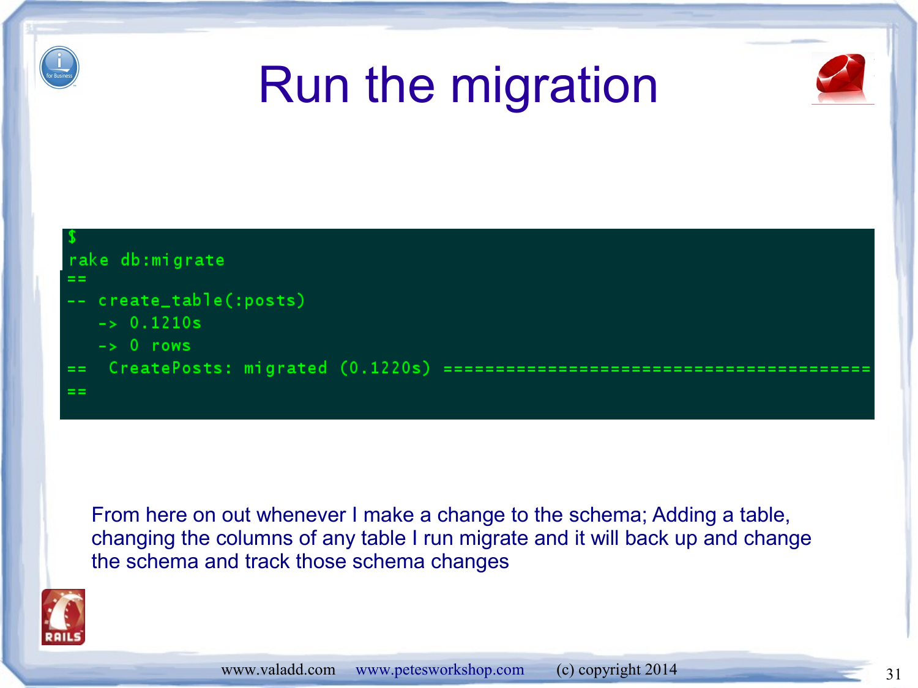# Run the migration

```
$
rake db:migrate
==
-- create_table(:posts)
   -> 0.1210s
   -> 0 rows
==  CreatePosts: migrated (0.1220s) ==========================================
==
```

From here on out whenever I make a change to the schema; Adding a table, changing the columns of any table I run migrate and it will back up and change the schema and track those schema changes

www.valadd.com www.petesworkshop.com (c) copyright 2014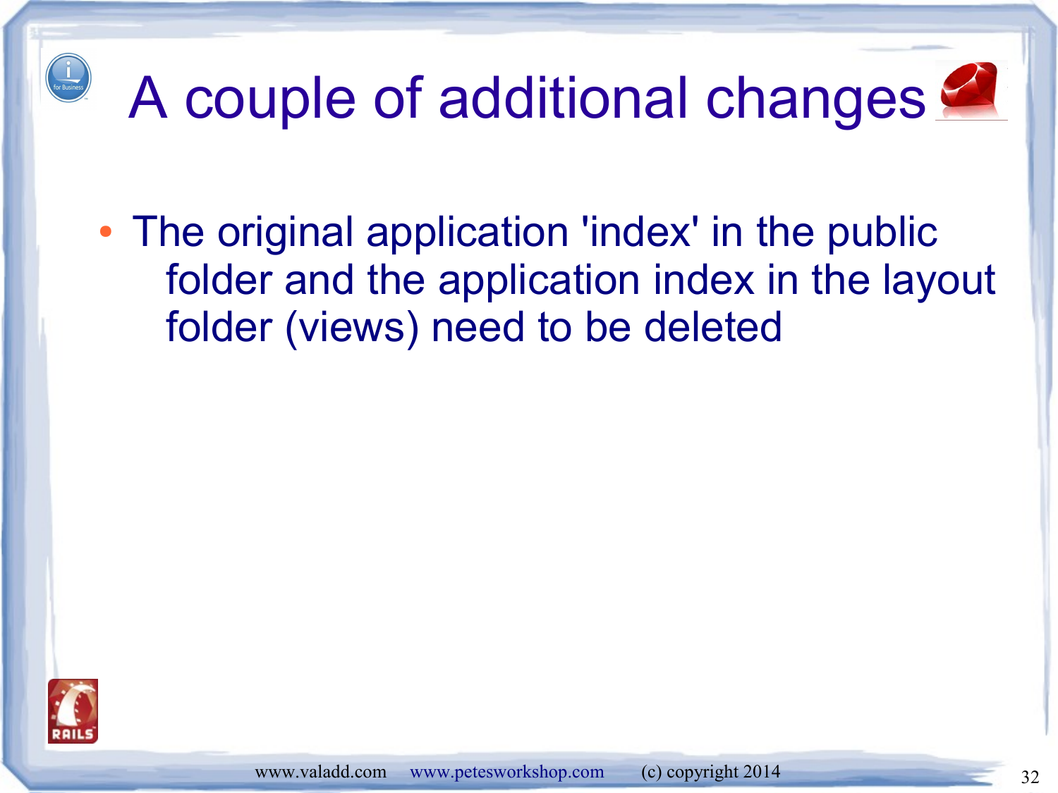# A couple of additional changes

- The original application 'index' in the public folder and the application index in the layout folder (views) need to be deleted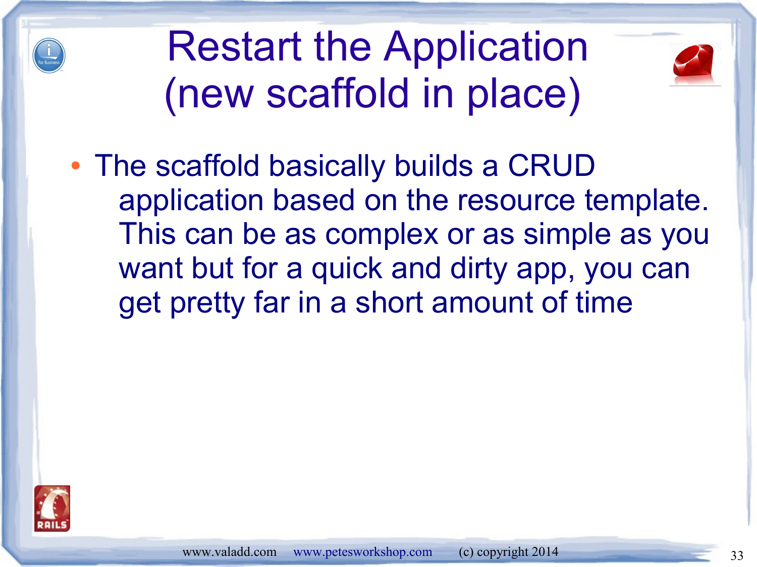# Restart the Application (new scaffold in place)

- The scaffold basically builds a CRUD application based on the resource template. This can be as complex or as simple as you want but for a quick and dirty app, you can get pretty far in a short amount of time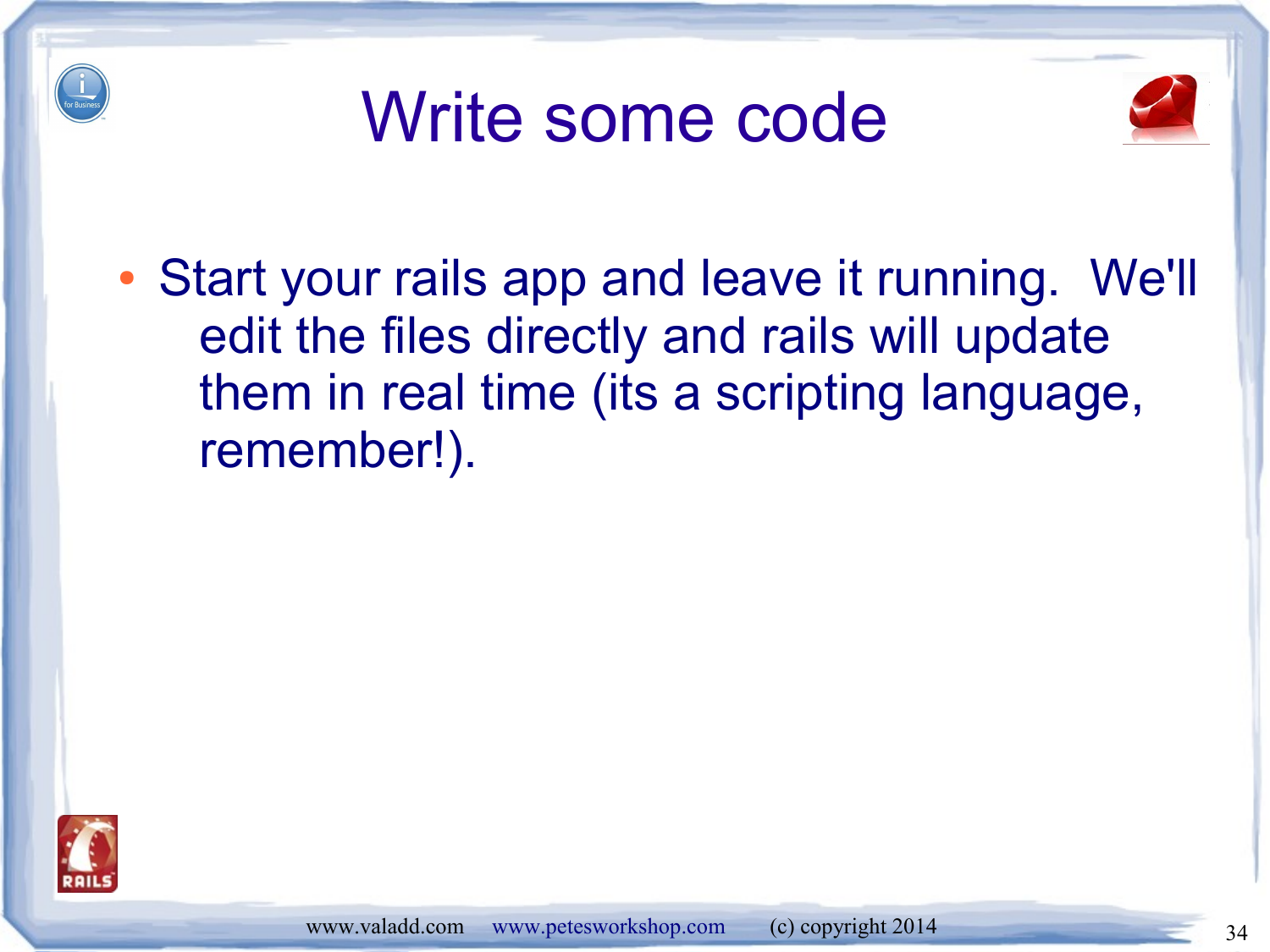# Write some code

- Start your rails app and leave it running.  We'll edit the files directly and rails will update them in real time (its a scripting language, remember!).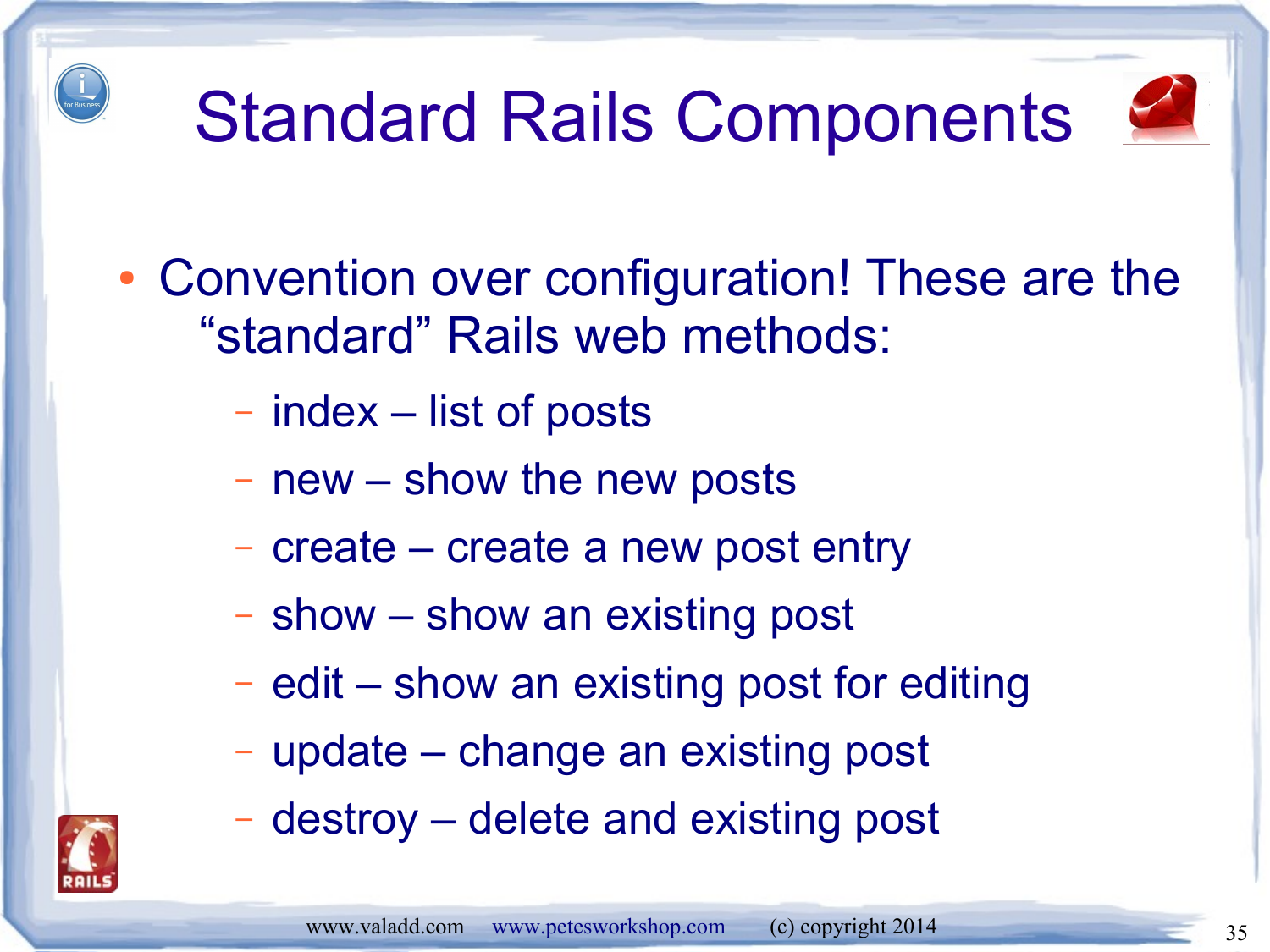# Standard Rails Components

- Convention over configuration! These are the "standard" Rails web methods:
  - index – list of posts
  - new – show the new posts
  - create – create a new post entry
  - show – show an existing post
  - edit – show an existing post for editing
  - update – change an existing post
  - destroy – delete and existing post

www.valadd.com www.petesworkshop.com (c) copyright 2014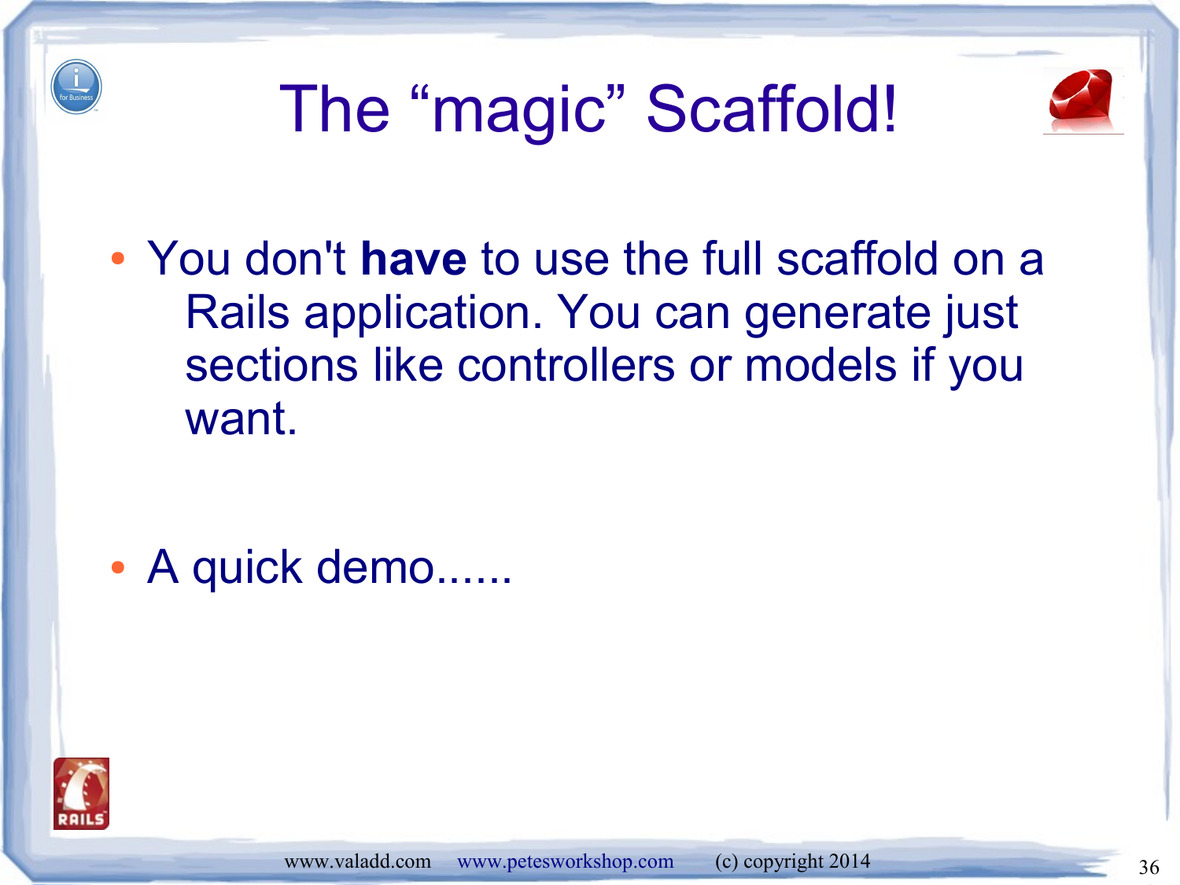# The "magic" Scaffold!

- You don't **have** to use the full scaffold on a Rails application. You can generate just sections like controllers or models if you want.

- A quick demo......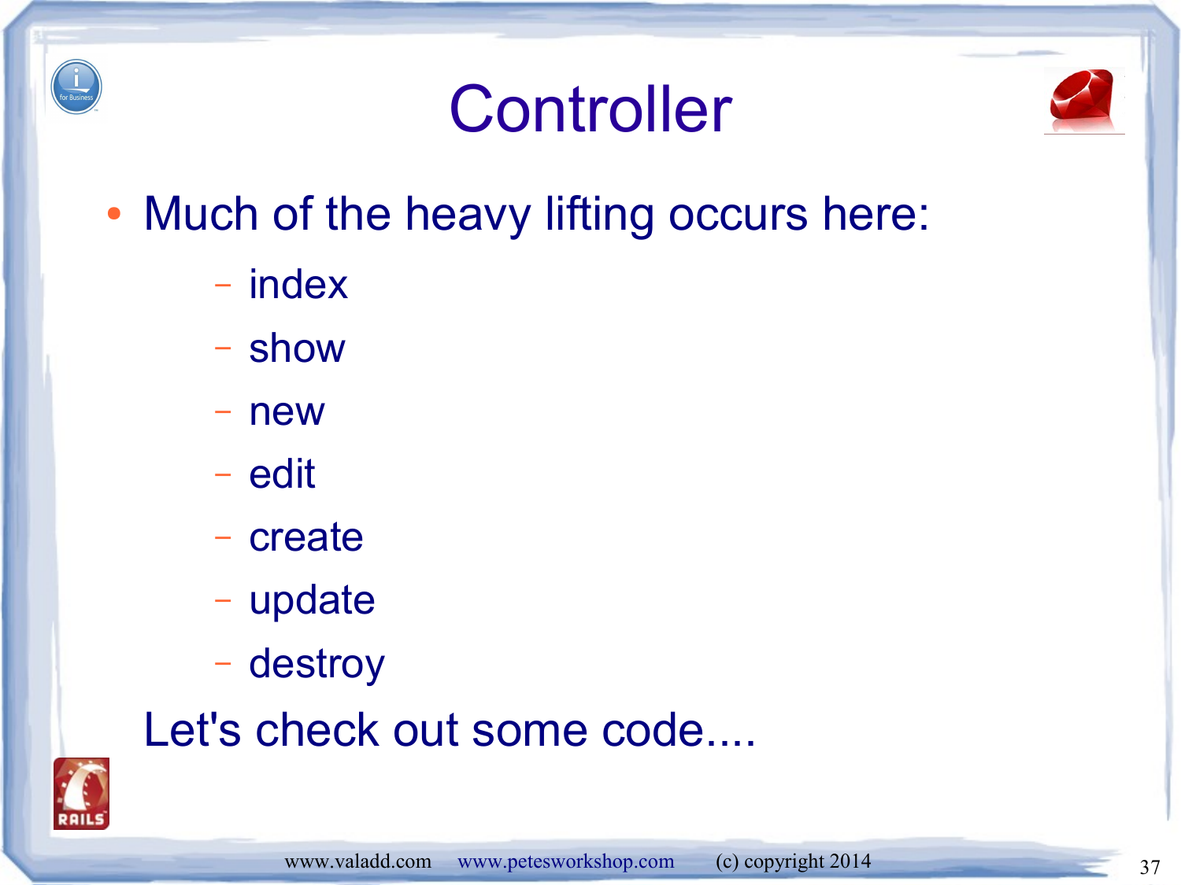# Controller

- Much of the heavy lifting occurs here:
  - index
  - show
  - new
  - edit
  - create
  - update
  - destroy

Let's check out some code....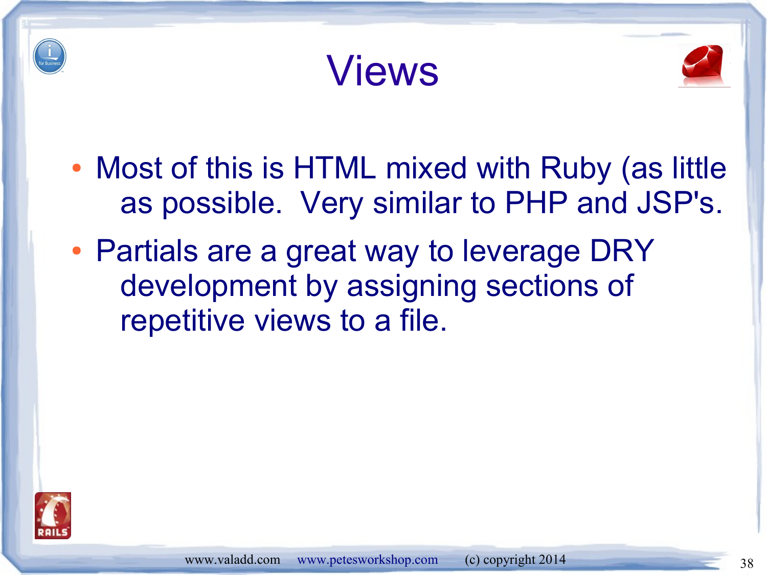# Views

- Most of this is HTML mixed with Ruby (as little as possible. Very similar to PHP and JSP's.
- Partials are a great way to leverage DRY development by assigning sections of repetitive views to a file.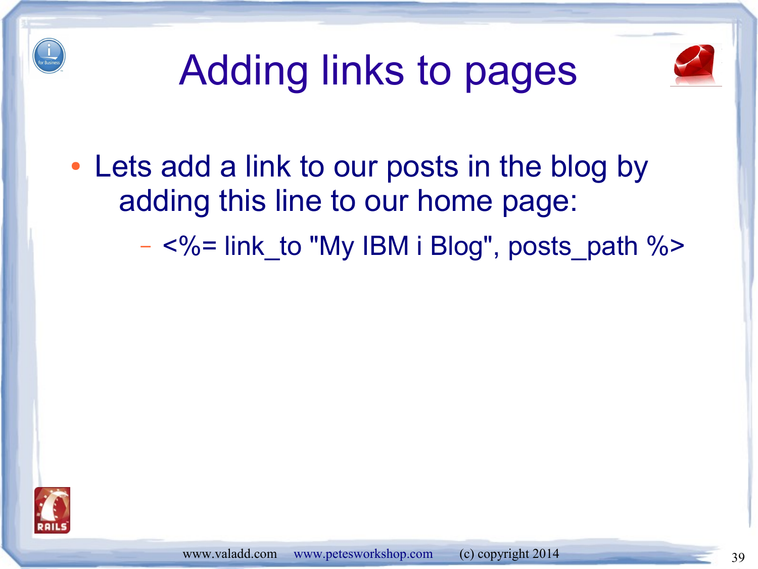# Adding links to pages

- Lets add a link to our posts in the blog by adding this line to our home page:
  - <%= link_to "My IBM i Blog", posts_path %>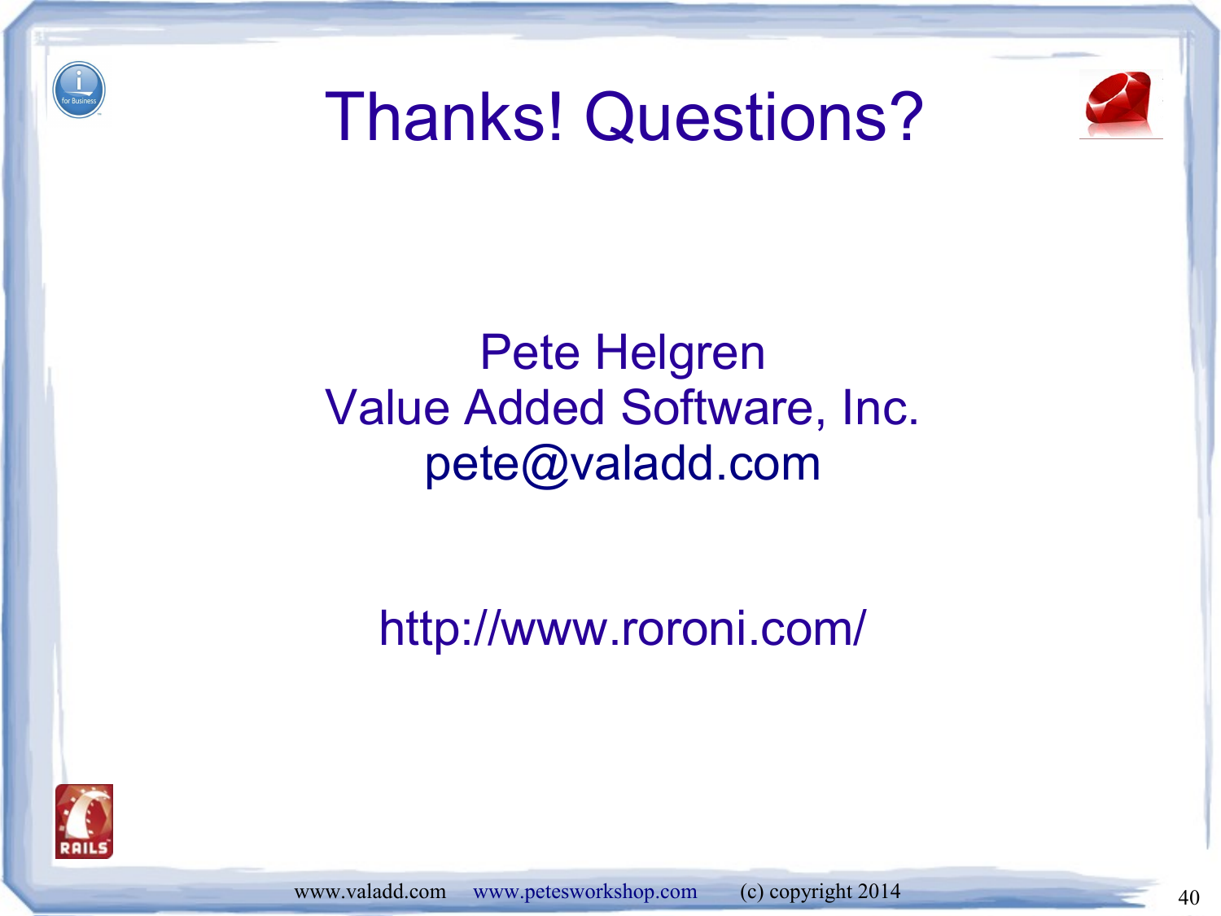# Thanks! Questions?

Pete Helgren
Value Added Software, Inc.
pete@valadd.com

http://www.roroni.com/